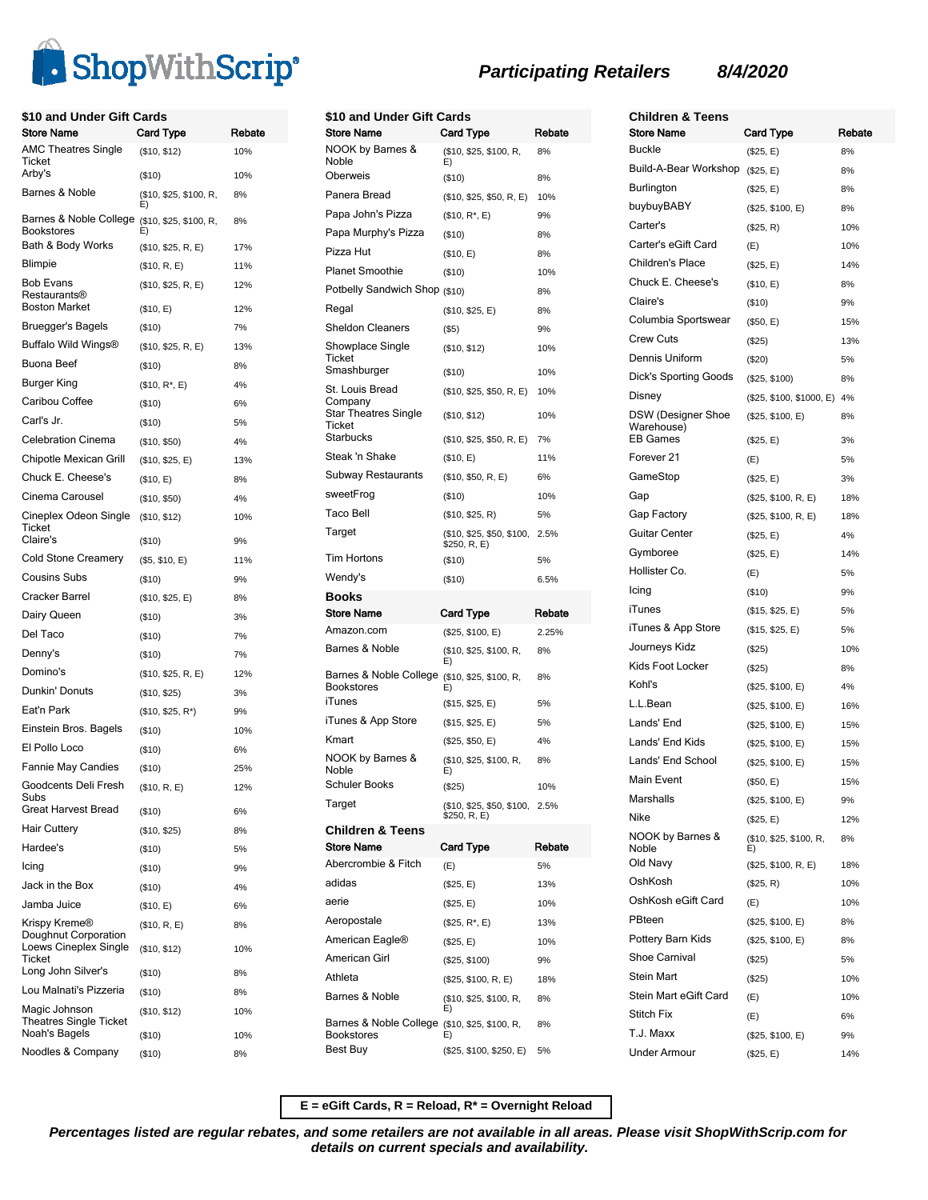# ShopWithScrip®

## *Participating Retailers* *8/4/2020*

### $10 and Under Gift Cards

| Store Name | Card Type | Rebate |
|---|---|---|
| AMC Theatres Single Ticket | ($10, $12) | 10% |
| Arby's | ($10) | 10% |
| Barnes & Noble | ($10, $25, $100, R, E) | 8% |
| Barnes & Noble College Bookstores | ($10, $25, $100, R, E) | 8% |
| Bath & Body Works | ($10, $25, R, E) | 17% |
| Blimpie | ($10, R, E) | 11% |
| Bob Evans Restaurants® | ($10, $25, R, E) | 12% |
| Boston Market | ($10, E) | 12% |
| Bruegger's Bagels | ($10) | 7% |
| Buffalo Wild Wings® | ($10, $25, R, E) | 13% |
| Buona Beef | ($10) | 8% |
| Burger King | ($10, R*, E) | 4% |
| Caribou Coffee | ($10) | 6% |
| Carl's Jr. | ($10) | 5% |
| Celebration Cinema | ($10, $50) | 4% |
| Chipotle Mexican Grill | ($10, $25, E) | 13% |
| Chuck E. Cheese's | ($10, E) | 8% |
| Cinema Carousel | ($10, $50) | 4% |
| Cineplex Odeon Single Ticket | ($10, $12) | 10% |
| Claire's | ($10) | 9% |
| Cold Stone Creamery | ($5, $10, E) | 11% |
| Cousins Subs | ($10) | 9% |
| Cracker Barrel | ($10, $25, E) | 8% |
| Dairy Queen | ($10) | 3% |
| Del Taco | ($10) | 7% |
| Denny's | ($10) | 7% |
| Domino's | ($10, $25, R, E) | 12% |
| Dunkin' Donuts | ($10, $25) | 3% |
| Eat'n Park | ($10, $25, R*) | 9% |
| Einstein Bros. Bagels | ($10) | 10% |
| El Pollo Loco | ($10) | 6% |
| Fannie May Candies | ($10) | 25% |
| Goodcents Deli Fresh Subs | ($10, R, E) | 12% |
| Great Harvest Bread | ($10) | 6% |
| Hair Cuttery | ($10, $25) | 8% |
| Hardee's | ($10) | 5% |
| Icing | ($10) | 9% |
| Jack in the Box | ($10) | 4% |
| Jamba Juice | ($10, E) | 6% |
| Krispy Kreme® Doughnut Corporation | ($10, R, E) | 8% |
| Loews Cineplex Single Ticket | ($10, $12) | 10% |
| Long John Silver's | ($10) | 8% |
| Lou Malnati's Pizzeria | ($10) | 8% |
| Magic Johnson Theatres Single Ticket | ($10, $12) | 10% |
| Noah's Bagels | ($10) | 10% |
| Noodles & Company | ($10) | 8% |
| NOOK by Barnes & Noble | ($10, $25, $100, R, E) | 8% |
| Oberweis | ($10) | 8% |
| Panera Bread | ($10, $25, $50, R, E) | 10% |
| Papa John's Pizza | ($10, R*, E) | 9% |
| Papa Murphy's Pizza | ($10) | 8% |
| Pizza Hut | ($10, E) | 8% |
| Planet Smoothie | ($10) | 10% |
| Potbelly Sandwich Shop | ($10) | 8% |
| Regal | ($10, $25, E) | 8% |
| Sheldon Cleaners | ($5) | 9% |
| Showplace Single Ticket | ($10, $12) | 10% |
| Smashburger | ($10) | 10% |
| St. Louis Bread Company | ($10, $25, $50, R, E) | 10% |
| Star Theatres Single Ticket | ($10, $12) | 10% |
| Starbucks | ($10, $25, $50, R, E) | 7% |
| Steak 'n Shake | ($10, E) | 11% |
| Subway Restaurants | ($10, $50, R, E) | 6% |
| sweetFrog | ($10) | 10% |
| Taco Bell | ($10, $25, R) | 5% |
| Target | ($10, $25, $50, $100, $250, R, E) | 2.5% |
| Tim Hortons | ($10) | 5% |
| Wendy's | ($10) | 6.5% |

### Books

| Store Name | Card Type | Rebate |
|---|---|---|
| Amazon.com | ($25, $100, E) | 2.25% |
| Barnes & Noble | ($10, $25, $100, R, E) | 8% |
| Barnes & Noble College Bookstores | ($10, $25, $100, R, E) | 8% |
| iTunes | ($15, $25, E) | 5% |
| iTunes & App Store | ($15, $25, E) | 5% |
| Kmart | ($25, $50, E) | 4% |
| NOOK by Barnes & Noble | ($10, $25, $100, R, E) | 8% |
| Schuler Books | ($25) | 10% |
| Target | ($10, $25, $50, $100, $250, R, E) | 2.5% |

### Children & Teens

| Store Name | Card Type | Rebate |
|---|---|---|
| Abercrombie & Fitch | (E) | 5% |
| adidas | ($25, E) | 13% |
| aerie | ($25, E) | 10% |
| Aeropostale | ($25, R*, E) | 13% |
| American Eagle® | ($25, E) | 10% |
| American Girl | ($25, $100) | 9% |
| Athleta | ($25, $100, R, E) | 18% |
| Barnes & Noble | ($10, $25, $100, R, E) | 8% |
| Barnes & Noble College Bookstores | ($10, $25, $100, R, E) | 8% |
| Best Buy | ($25, $100, $250, E) | 5% |
| Buckle | ($25, E) | 8% |
| Build-A-Bear Workshop | ($25, E) | 8% |
| Burlington | ($25, E) | 8% |
| buybuyBABY | ($25, $100, E) | 8% |
| Carter's | ($25, R) | 10% |
| Carter's eGift Card | (E) | 10% |
| Children's Place | ($25, E) | 14% |
| Chuck E. Cheese's | ($10, E) | 8% |
| Claire's | ($10) | 9% |
| Columbia Sportswear | ($50, E) | 15% |
| Crew Cuts | ($25) | 13% |
| Dennis Uniform | ($20) | 5% |
| Dick's Sporting Goods | ($25, $100) | 8% |
| Disney | ($25, $100, $1000, E) | 4% |
| DSW (Designer Shoe Warehouse) | ($25, $100, E) | 8% |
| EB Games | ($25, E) | 3% |
| Forever 21 | (E) | 5% |
| GameStop | ($25, E) | 3% |
| Gap | ($25, $100, R, E) | 18% |
| Gap Factory | ($25, $100, R, E) | 18% |
| Guitar Center | ($25, E) | 4% |
| Gymboree | ($25, E) | 14% |
| Hollister Co. | (E) | 5% |
| Icing | ($10) | 9% |
| iTunes | ($15, $25, E) | 5% |
| iTunes & App Store | ($15, $25, E) | 5% |
| Journeys Kidz | ($25) | 10% |
| Kids Foot Locker | ($25) | 8% |
| Kohl's | ($25, $100, E) | 4% |
| L.L.Bean | ($25, $100, E) | 16% |
| Lands' End | ($25, $100, E) | 15% |
| Lands' End Kids | ($25, $100, E) | 15% |
| Lands' End School | ($25, $100, E) | 15% |
| Main Event | ($50, E) | 15% |
| Marshalls | ($25, $100, E) | 9% |
| Nike | ($25, E) | 12% |
| NOOK by Barnes & Noble | ($10, $25, $100, R, E) | 8% |
| Old Navy | ($25, $100, R, E) | 18% |
| OshKosh | ($25, R) | 10% |
| OshKosh eGift Card | (E) | 10% |
| PBteen | ($25, $100, E) | 8% |
| Pottery Barn Kids | ($25, $100, E) | 8% |
| Shoe Carnival | ($25) | 5% |
| Stein Mart | ($25) | 10% |
| Stein Mart eGift Card | (E) | 10% |
| Stitch Fix | (E) | 6% |
| T.J. Maxx | ($25, $100, E) | 9% |
| Under Armour | ($25, E) | 14% |

**E = eGift Cards, R = Reload, R* = Overnight Reload**

***Percentages listed are regular rebates, and some retailers are not available in all areas. Please visit ShopWithScrip.com for details on current specials and availability.***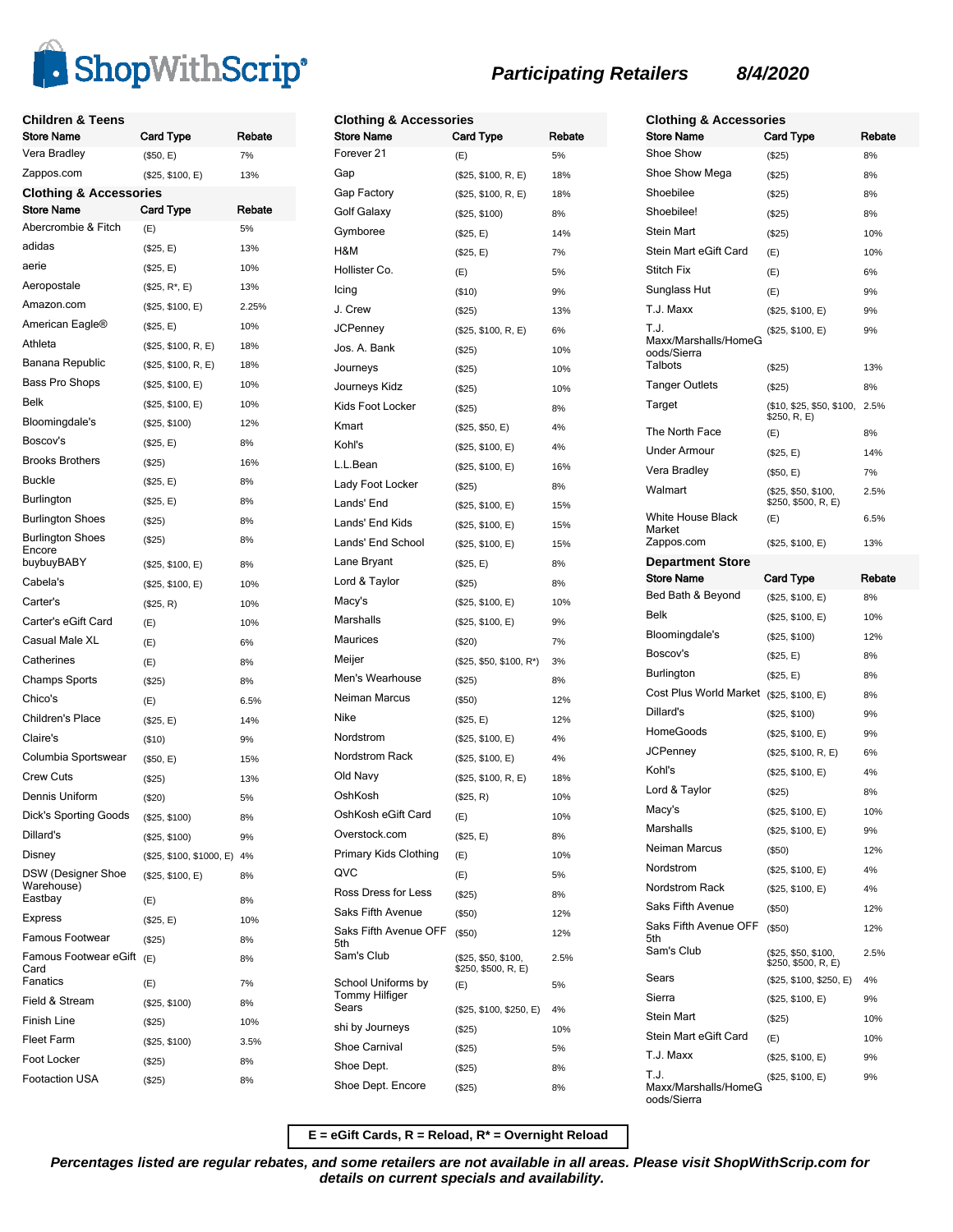# ShopWithScrip®

## *Participating Retailers* *8/4/2020*

### Children & Teens

| Store Name | Card Type | Rebate |
|---|---|---|
| Vera Bradley | ($50, E) | 7% |
| Zappos.com | ($25, $100, E) | 13% |

### Clothing & Accessories

| Store Name | Card Type | Rebate |
|---|---|---|
| Abercrombie & Fitch | (E) | 5% |
| adidas | ($25, E) | 13% |
| aerie | ($25, E) | 10% |
| Aeropostale | ($25, R*, E) | 13% |
| Amazon.com | ($25, $100, E) | 2.25% |
| American Eagle® | ($25, E) | 10% |
| Athleta | ($25, $100, R, E) | 18% |
| Banana Republic | ($25, $100, R, E) | 18% |
| Bass Pro Shops | ($25, $100, E) | 10% |
| Belk | ($25, $100, E) | 10% |
| Bloomingdale's | ($25, $100) | 12% |
| Boscov's | ($25, E) | 8% |
| Brooks Brothers | ($25) | 16% |
| Buckle | ($25, E) | 8% |
| Burlington | ($25, E) | 8% |
| Burlington Shoes | ($25) | 8% |
| Burlington Shoes Encore | ($25) | 8% |
| buybuyBABY | ($25, $100, E) | 8% |
| Cabela's | ($25, $100, E) | 10% |
| Carter's | ($25, R) | 10% |
| Carter's eGift Card | (E) | 10% |
| Casual Male XL | (E) | 6% |
| Catherines | (E) | 8% |
| Champs Sports | ($25) | 8% |
| Chico's | (E) | 6.5% |
| Children's Place | ($25, E) | 14% |
| Claire's | ($10) | 9% |
| Columbia Sportswear | ($50, E) | 15% |
| Crew Cuts | ($25) | 13% |
| Dennis Uniform | ($20) | 5% |
| Dick's Sporting Goods | ($25, $100) | 8% |
| Dillard's | ($25, $100) | 9% |
| Disney | ($25, $100, $1000, E) | 4% |
| DSW (Designer Shoe Warehouse) | ($25, $100, E) | 8% |
| Eastbay | (E) | 8% |
| Express | ($25, E) | 10% |
| Famous Footwear | ($25) | 8% |
| Famous Footwear eGift Card | (E) | 8% |
| Fanatics | (E) | 7% |
| Field & Stream | ($25, $100) | 8% |
| Finish Line | ($25) | 10% |
| Fleet Farm | ($25, $100) | 3.5% |
| Foot Locker | ($25) | 8% |
| Footaction USA | ($25) | 8% |
| Forever 21 | (E) | 5% |
| Gap | ($25, $100, R, E) | 18% |
| Gap Factory | ($25, $100, R, E) | 18% |
| Golf Galaxy | ($25, $100) | 8% |
| Gymboree | ($25, E) | 14% |
| H&M | ($25, E) | 7% |
| Hollister Co. | (E) | 5% |
| Icing | ($10) | 9% |
| J. Crew | ($25) | 13% |
| JCPenney | ($25, $100, R, E) | 6% |
| Jos. A. Bank | ($25) | 10% |
| Journeys | ($25) | 10% |
| Journeys Kidz | ($25) | 10% |
| Kids Foot Locker | ($25) | 8% |
| Kmart | ($25, $50, E) | 4% |
| Kohl's | ($25, $100, E) | 4% |
| L.L.Bean | ($25, $100, E) | 16% |
| Lady Foot Locker | ($25) | 8% |
| Lands' End | ($25, $100, E) | 15% |
| Lands' End Kids | ($25, $100, E) | 15% |
| Lands' End School | ($25, $100, E) | 15% |
| Lane Bryant | ($25, E) | 8% |
| Lord & Taylor | ($25) | 8% |
| Macy's | ($25, $100, E) | 10% |
| Marshalls | ($25, $100, E) | 9% |
| Maurices | ($20) | 7% |
| Meijer | ($25, $50, $100, R*) | 3% |
| Men's Wearhouse | ($25) | 8% |
| Neiman Marcus | ($50) | 12% |
| Nike | ($25, E) | 12% |
| Nordstrom | ($25, $100, E) | 4% |
| Nordstrom Rack | ($25, $100, E) | 4% |
| Old Navy | ($25, $100, R, E) | 18% |
| OshKosh | ($25, R) | 10% |
| OshKosh eGift Card | (E) | 10% |
| Overstock.com | ($25, E) | 8% |
| Primary Kids Clothing | (E) | 10% |
| QVC | (E) | 5% |
| Ross Dress for Less | ($25) | 8% |
| Saks Fifth Avenue | ($50) | 12% |
| Saks Fifth Avenue OFF 5th | ($50) | 12% |
| Sam's Club | ($25, $50, $100, $250, $500, R, E) | 2.5% |
| School Uniforms by Tommy Hilfiger | (E) | 5% |
| Sears | ($25, $100, $250, E) | 4% |
| shi by Journeys | ($25) | 10% |
| Shoe Carnival | ($25) | 5% |
| Shoe Dept. | ($25) | 8% |
| Shoe Dept. Encore | ($25) | 8% |
| Shoe Show | ($25) | 8% |
| Shoe Show Mega | ($25) | 8% |
| Shoebilee | ($25) | 8% |
| Shoebilee! | ($25) | 8% |
| Stein Mart | ($25) | 10% |
| Stein Mart eGift Card | (E) | 10% |
| Stitch Fix | (E) | 6% |
| Sunglass Hut | (E) | 9% |
| T.J. Maxx | ($25, $100, E) | 9% |
| T.J. Maxx/Marshalls/HomeGoods/Sierra | ($25, $100, E) | 9% |
| Talbots | ($25) | 13% |
| Tanger Outlets | ($25) | 8% |
| Target | ($10, $25, $50, $100, $250, R, E) | 2.5% |
| The North Face | (E) | 8% |
| Under Armour | ($25, E) | 14% |
| Vera Bradley | ($50, E) | 7% |
| Walmart | ($25, $50, $100, $250, $500, R, E) | 2.5% |
| White House Black Market | (E) | 6.5% |
| Zappos.com | ($25, $100, E) | 13% |

### Department Store

| Store Name | Card Type | Rebate |
|---|---|---|
| Bed Bath & Beyond | ($25, $100, E) | 8% |
| Belk | ($25, $100, E) | 10% |
| Bloomingdale's | ($25, $100) | 12% |
| Boscov's | ($25, E) | 8% |
| Burlington | ($25, E) | 8% |
| Cost Plus World Market | ($25, $100, E) | 8% |
| Dillard's | ($25, $100) | 9% |
| HomeGoods | ($25, $100, E) | 9% |
| JCPenney | ($25, $100, R, E) | 6% |
| Kohl's | ($25, $100, E) | 4% |
| Lord & Taylor | ($25) | 8% |
| Macy's | ($25, $100, E) | 10% |
| Marshalls | ($25, $100, E) | 9% |
| Neiman Marcus | ($50) | 12% |
| Nordstrom | ($25, $100, E) | 4% |
| Nordstrom Rack | ($25, $100, E) | 4% |
| Saks Fifth Avenue | ($50) | 12% |
| Saks Fifth Avenue OFF 5th | ($50) | 12% |
| Sam's Club | ($25, $50, $100, $250, $500, R, E) | 2.5% |
| Sears | ($25, $100, $250, E) | 4% |
| Sierra | ($25, $100, E) | 9% |
| Stein Mart | ($25) | 10% |
| Stein Mart eGift Card | (E) | 10% |
| T.J. Maxx | ($25, $100, E) | 9% |
| T.J. Maxx/Marshalls/HomeGoods/Sierra | ($25, $100, E) | 9% |

**E = eGift Cards, R = Reload, R* = Overnight Reload**

***Percentages listed are regular rebates, and some retailers are not available in all areas. Please visit ShopWithScrip.com for details on current specials and availability.***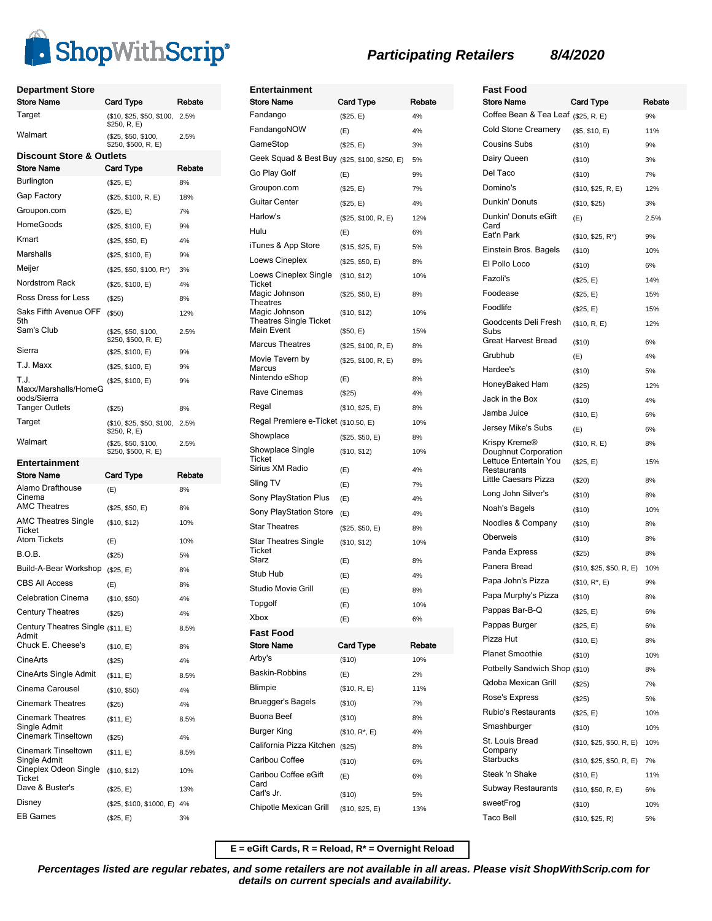# ShopWithScrip®

## Participating Retailers 8/4/2020

### Department Store

| Store Name | Card Type | Rebate |
|---|---|---|
| Target | ($10, $25, $50, $100, $250, R, E) | 2.5% |
| Walmart | ($25, $50, $100, $250, $500, R, E) | 2.5% |

### Discount Store & Outlets

| Store Name | Card Type | Rebate |
|---|---|---|
| Burlington | ($25, E) | 8% |
| Gap Factory | ($25, $100, R, E) | 18% |
| Groupon.com | ($25, E) | 7% |
| HomeGoods | ($25, $100, E) | 9% |
| Kmart | ($25, $50, E) | 4% |
| Marshalls | ($25, $100, E) | 9% |
| Meijer | ($25, $50, $100, R*) | 3% |
| Nordstrom Rack | ($25, $100, E) | 4% |
| Ross Dress for Less | ($25) | 8% |
| Saks Fifth Avenue OFF 5th | ($50) | 12% |
| Sam's Club | ($25, $50, $100, $250, $500, R, E) | 2.5% |
| Sierra | ($25, $100, E) | 9% |
| T.J. Maxx | ($25, $100, E) | 9% |
| T.J. Maxx/Marshalls/HomeGoods/Sierra | ($25, $100, E) | 9% |
| Tanger Outlets | ($25) | 8% |
| Target | ($10, $25, $50, $100, $250, R, E) | 2.5% |
| Walmart | ($25, $50, $100, $250, $500, R, E) | 2.5% |

### Entertainment

| Store Name | Card Type | Rebate |
|---|---|---|
| Alamo Drafthouse Cinema | (E) | 8% |
| AMC Theatres | ($25, $50, E) | 8% |
| AMC Theatres Single Ticket | ($10, $12) | 10% |
| Atom Tickets | (E) | 10% |
| B.O.B. | ($25) | 5% |
| Build-A-Bear Workshop | ($25, E) | 8% |
| CBS All Access | (E) | 8% |
| Celebration Cinema | ($10, $50) | 4% |
| Century Theatres | ($25) | 4% |
| Century Theatres Single Admit | ($11, E) | 8.5% |
| Chuck E. Cheese's | ($10, E) | 8% |
| CineArts | ($25) | 4% |
| CineArts Single Admit | ($11, E) | 8.5% |
| Cinema Carousel | ($10, $50) | 4% |
| Cinemark Theatres | ($25) | 4% |
| Cinemark Theatres Single Admit | ($11, E) | 8.5% |
| Cinemark Tinseltown | ($25) | 4% |
| Cinemark Tinseltown Single Admit | ($11, E) | 8.5% |
| Cineplex Odeon Single Ticket | ($10, $12) | 10% |
| Dave & Buster's | ($25, E) | 13% |
| Disney | ($25, $100, $1000, E) | 4% |
| EB Games | ($25, E) | 3% |
| Fandango | ($25, E) | 4% |
| FandangoNOW | (E) | 4% |
| GameStop | ($25, E) | 3% |
| Geek Squad & Best Buy | ($25, $100, $250, E) | 5% |
| Go Play Golf | (E) | 9% |
| Groupon.com | ($25, E) | 7% |
| Guitar Center | ($25, E) | 4% |
| Harlow's | ($25, $100, R, E) | 12% |
| Hulu | (E) | 6% |
| iTunes & App Store | ($15, $25, E) | 5% |
| Loews Cineplex | ($25, $50, E) | 8% |
| Loews Cineplex Single Ticket | ($10, $12) | 10% |
| Magic Johnson Theatres | ($25, $50, E) | 8% |
| Magic Johnson Theatres Single Ticket | ($10, $12) | 10% |
| Main Event | ($50, E) | 15% |
| Marcus Theatres | ($25, $100, R, E) | 8% |
| Movie Tavern by Marcus | ($25, $100, R, E) | 8% |
| Nintendo eShop | (E) | 8% |
| Rave Cinemas | ($25) | 4% |
| Regal | ($10, $25, E) | 8% |
| Regal Premiere e-Ticket | ($10.50, E) | 10% |
| Showplace | ($25, $50, E) | 8% |
| Showplace Single Ticket | ($10, $12) | 10% |
| Sirius XM Radio | (E) | 4% |
| Sling TV | (E) | 7% |
| Sony PlayStation Plus | (E) | 4% |
| Sony PlayStation Store | (E) | 4% |
| Star Theatres | ($25, $50, E) | 8% |
| Star Theatres Single Ticket | ($10, $12) | 10% |
| Starz | (E) | 8% |
| Stub Hub | (E) | 4% |
| Studio Movie Grill | (E) | 8% |
| Topgolf | (E) | 10% |
| Xbox | (E) | 6% |

### Fast Food

| Store Name | Card Type | Rebate |
|---|---|---|
| Arby's | ($10) | 10% |
| Baskin-Robbins | (E) | 2% |
| Blimpie | ($10, R, E) | 11% |
| Bruegger's Bagels | ($10) | 7% |
| Buona Beef | ($10) | 8% |
| Burger King | ($10, R*, E) | 4% |
| California Pizza Kitchen | ($25) | 8% |
| Caribou Coffee | ($10) | 6% |
| Caribou Coffee eGift Card | (E) | 6% |
| Carl's Jr. | ($10) | 5% |
| Chipotle Mexican Grill | ($10, $25, E) | 13% |
| Coffee Bean & Tea Leaf | ($25, R, E) | 9% |
| Cold Stone Creamery | ($5, $10, E) | 11% |
| Cousins Subs | ($10) | 9% |
| Dairy Queen | ($10) | 3% |
| Del Taco | ($10) | 7% |
| Domino's | ($10, $25, R, E) | 12% |
| Dunkin' Donuts | ($10, $25) | 3% |
| Dunkin' Donuts eGift Card | (E) | 2.5% |
| Eat'n Park | ($10, $25, R*) | 9% |
| Einstein Bros. Bagels | ($10) | 10% |
| El Pollo Loco | ($10) | 6% |
| Fazoli's | ($25, E) | 14% |
| Foodease | ($25, E) | 15% |
| Foodlife | ($25, E) | 15% |
| Goodcents Deli Fresh Subs | ($10, R, E) | 12% |
| Great Harvest Bread | ($10) | 6% |
| Grubhub | (E) | 4% |
| Hardee's | ($10) | 5% |
| HoneyBaked Ham | ($25) | 12% |
| Jack in the Box | ($10) | 4% |
| Jamba Juice | ($10, E) | 6% |
| Jersey Mike's Subs | (E) | 6% |
| Krispy Kreme® Doughnut Corporation | ($10, R, E) | 8% |
| Lettuce Entertain You Restaurants | ($25, E) | 15% |
| Little Caesars Pizza | ($20) | 8% |
| Long John Silver's | ($10) | 8% |
| Noah's Bagels | ($10) | 10% |
| Noodles & Company | ($10) | 8% |
| Oberweis | ($10) | 8% |
| Panda Express | ($25) | 8% |
| Panera Bread | ($10, $25, $50, R, E) | 10% |
| Papa John's Pizza | ($10, R*, E) | 9% |
| Papa Murphy's Pizza | ($10) | 8% |
| Pappas Bar-B-Q | ($25, E) | 6% |
| Pappas Burger | ($25, E) | 6% |
| Pizza Hut | ($10, E) | 8% |
| Planet Smoothie | ($10) | 10% |
| Potbelly Sandwich Shop | ($10) | 8% |
| Qdoba Mexican Grill | ($25) | 7% |
| Rose's Express | ($25) | 5% |
| Rubio's Restaurants | ($25, E) | 10% |
| Smashburger | ($10) | 10% |
| St. Louis Bread Company | ($10, $25, $50, R, E) | 10% |
| Starbucks | ($10, $25, $50, R, E) | 7% |
| Steak 'n Shake | ($10, E) | 11% |
| Subway Restaurants | ($10, $50, R, E) | 6% |
| sweetFrog | ($10) | 10% |
| Taco Bell | ($10, $25, R) | 5% |

**E = eGift Cards, R = Reload, R* = Overnight Reload**

***Percentages listed are regular rebates, and some retailers are not available in all areas. Please visit ShopWithScrip.com for details on current specials and availability.***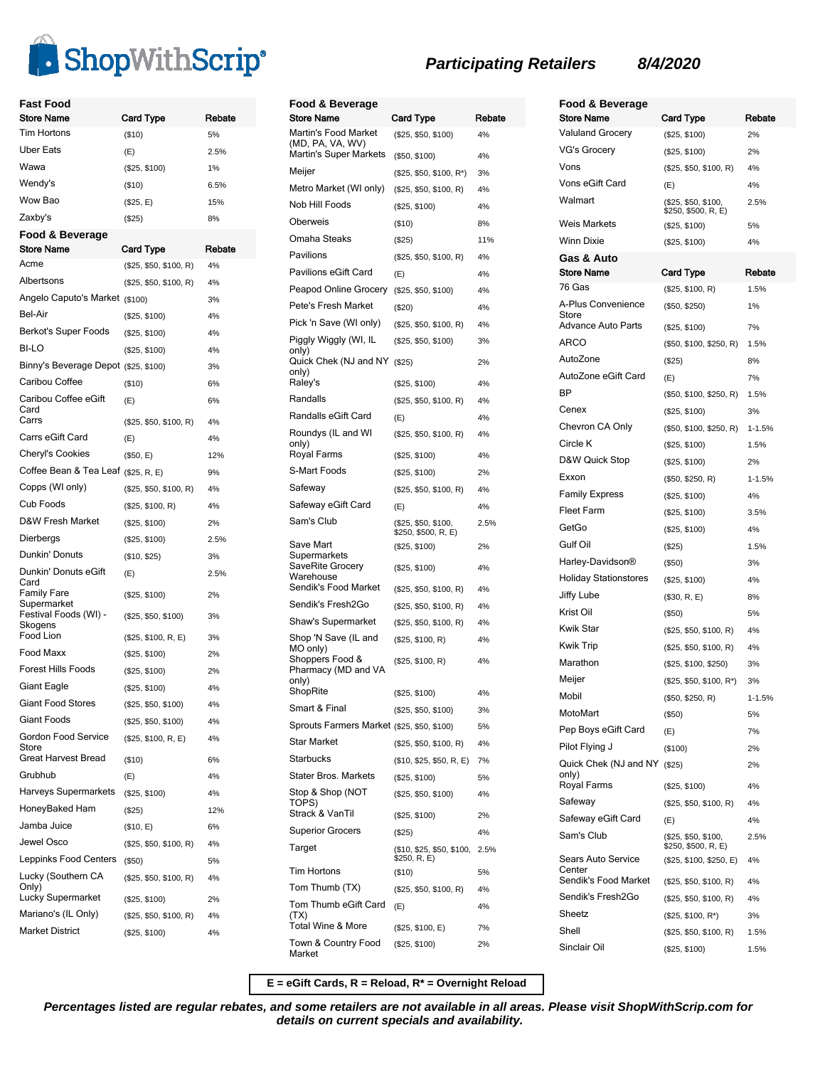ShopWithScrip®

## Participating Retailers 8/4/2020

### Fast Food

| Store Name | Card Type | Rebate |
|---|---|---|
| Tim Hortons | ($10) | 5% |
| Uber Eats | (E) | 2.5% |
| Wawa | ($25, $100) | 1% |
| Wendy's | ($10) | 6.5% |
| Wow Bao | ($25, E) | 15% |
| Zaxby's | ($25) | 8% |

### Food & Beverage

| Store Name | Card Type | Rebate |
|---|---|---|
| Acme | ($25, $50, $100, R) | 4% |
| Albertsons | ($25, $50, $100, R) | 4% |
| Angelo Caputo's Market | ($100) | 3% |
| Bel-Air | ($25, $100) | 4% |
| Berkot's Super Foods | ($25, $100) | 4% |
| BI-LO | ($25, $100) | 4% |
| Binny's Beverage Depot | ($25, $100) | 3% |
| Caribou Coffee | ($10) | 6% |
| Caribou Coffee eGift Card | (E) | 6% |
| Carrs | ($25, $50, $100, R) | 4% |
| Carrs eGift Card | (E) | 4% |
| Cheryl's Cookies | ($50, E) | 12% |
| Coffee Bean & Tea Leaf | ($25, R, E) | 9% |
| Copps (WI only) | ($25, $50, $100, R) | 4% |
| Cub Foods | ($25, $100, R) | 4% |
| D&W Fresh Market | ($25, $100) | 2% |
| Dierbergs | ($25, $100) | 2.5% |
| Dunkin' Donuts | ($10, $25) | 3% |
| Dunkin' Donuts eGift Card | (E) | 2.5% |
| Family Fare Supermarket | ($25, $100) | 2% |
| Festival Foods (WI) - Skogens | ($25, $50, $100) | 3% |
| Food Lion | ($25, $100, R, E) | 3% |
| Food Maxx | ($25, $100) | 2% |
| Forest Hills Foods | ($25, $100) | 2% |
| Giant Eagle | ($25, $100) | 4% |
| Giant Food Stores | ($25, $50, $100) | 4% |
| Giant Foods | ($25, $50, $100) | 4% |
| Gordon Food Service Store | ($25, $100, R, E) | 4% |
| Great Harvest Bread | ($10) | 6% |
| Grubhub | (E) | 4% |
| Harveys Supermarkets | ($25, $100) | 4% |
| HoneyBaked Ham | ($25) | 12% |
| Jamba Juice | ($10, E) | 6% |
| Jewel Osco | ($25, $50, $100, R) | 4% |
| Leppinks Food Centers | ($50) | 5% |
| Lucky (Southern CA Only) | ($25, $50, $100, R) | 4% |
| Lucky Supermarket | ($25, $100) | 2% |
| Mariano's (IL Only) | ($25, $50, $100, R) | 4% |
| Market District | ($25, $100) | 4% |
| Martin's Food Market (MD, PA, VA, WV) | ($25, $50, $100) | 4% |
| Martin's Super Markets | ($50, $100) | 4% |
| Meijer | ($25, $50, $100, R*) | 3% |
| Metro Market (WI only) | ($25, $50, $100, R) | 4% |
| Nob Hill Foods | ($25, $100) | 4% |
| Oberweis | ($10) | 8% |
| Omaha Steaks | ($25) | 11% |
| Pavilions | ($25, $50, $100, R) | 4% |
| Pavilions eGift Card | (E) | 4% |
| Peapod Online Grocery | ($25, $50, $100) | 4% |
| Pete's Fresh Market | ($20) | 4% |
| Pick 'n Save (WI only) | ($25, $50, $100, R) | 4% |
| Piggly Wiggly (WI, IL only) | ($25, $50, $100) | 3% |
| Quick Chek (NJ and NY only) | ($25) | 2% |
| Raley's | ($25, $100) | 4% |
| Randalls | ($25, $50, $100, R) | 4% |
| Randalls eGift Card | (E) | 4% |
| Roundys (IL and WI only) | ($25, $50, $100, R) | 4% |
| Royal Farms | ($25, $100) | 4% |
| S-Mart Foods | ($25, $100) | 2% |
| Safeway | ($25, $50, $100, R) | 4% |
| Safeway eGift Card | (E) | 4% |
| Sam's Club | ($25, $50, $100, $250, $500, R, E) | 2.5% |
| Save Mart Supermarkets | ($25, $100) | 2% |
| SaveRite Grocery Warehouse | ($25, $100) | 4% |
| Sendik's Food Market | ($25, $50, $100, R) | 4% |
| Sendik's Fresh2Go | ($25, $50, $100, R) | 4% |
| Shaw's Supermarket | ($25, $50, $100, R) | 4% |
| Shop 'N Save (IL and MO only) | ($25, $100, R) | 4% |
| Shoppers Food & Pharmacy (MD and VA only) | ($25, $100, R) | 4% |
| ShopRite | ($25, $100) | 4% |
| Smart & Final | ($25, $50, $100) | 3% |
| Sprouts Farmers Market | ($25, $50, $100) | 5% |
| Star Market | ($25, $50, $100, R) | 4% |
| Starbucks | ($10, $25, $50, R, E) | 7% |
| Stater Bros. Markets | ($25, $100) | 5% |
| Stop & Shop (NOT TOPS) | ($25, $50, $100) | 4% |
| Strack & VanTil | ($25, $100) | 2% |
| Superior Grocers | ($25) | 4% |
| Target | ($10, $25, $50, $100, $250, R, E) | 2.5% |
| Tim Hortons | ($10) | 5% |
| Tom Thumb (TX) | ($25, $50, $100, R) | 4% |
| Tom Thumb eGift Card (TX) | (E) | 4% |
| Total Wine & More | ($25, $100, E) | 7% |
| Town & Country Food Market | ($25, $100) | 2% |
| Valuland Grocery | ($25, $100) | 2% |
| VG's Grocery | ($25, $100) | 2% |
| Vons | ($25, $50, $100, R) | 4% |
| Vons eGift Card | (E) | 4% |
| Walmart | ($25, $50, $100, $250, $500, R, E) | 2.5% |
| Weis Markets | ($25, $100) | 5% |
| Winn Dixie | ($25, $100) | 4% |

### Gas & Auto

| Store Name | Card Type | Rebate |
|---|---|---|
| 76 Gas | ($25, $100, R) | 1.5% |
| A-Plus Convenience Store | ($50, $250) | 1% |
| Advance Auto Parts | ($25, $100) | 7% |
| ARCO | ($50, $100, $250, R) | 1.5% |
| AutoZone | ($25) | 8% |
| AutoZone eGift Card | (E) | 7% |
| BP | ($50, $100, $250, R) | 1.5% |
| Cenex | ($25, $100) | 3% |
| Chevron CA Only | ($50, $100, $250, R) | 1-1.5% |
| Circle K | ($25, $100) | 1.5% |
| D&W Quick Stop | ($25, $100) | 2% |
| Exxon | ($50, $250, R) | 1-1.5% |
| Family Express | ($25, $100) | 4% |
| Fleet Farm | ($25, $100) | 3.5% |
| GetGo | ($25, $100) | 4% |
| Gulf Oil | ($25) | 1.5% |
| Harley-Davidson® | ($50) | 3% |
| Holiday Stationstores | ($25, $100) | 4% |
| Jiffy Lube | ($30, R, E) | 8% |
| Krist Oil | ($50) | 5% |
| Kwik Star | ($25, $50, $100, R) | 4% |
| Kwik Trip | ($25, $50, $100, R) | 4% |
| Marathon | ($25, $100, $250) | 3% |
| Meijer | ($25, $50, $100, R*) | 3% |
| Mobil | ($50, $250, R) | 1-1.5% |
| MotoMart | ($50) | 5% |
| Pep Boys eGift Card | (E) | 7% |
| Pilot Flying J | ($100) | 2% |
| Quick Chek (NJ and NY only) | ($25) | 2% |
| Royal Farms | ($25, $100) | 4% |
| Safeway | ($25, $50, $100, R) | 4% |
| Safeway eGift Card | (E) | 4% |
| Sam's Club | ($25, $50, $100, $250, $500, R, E) | 2.5% |
| Sears Auto Service Center | ($25, $100, $250, E) | 4% |
| Sendik's Food Market | ($25, $50, $100, R) | 4% |
| Sendik's Fresh2Go | ($25, $50, $100, R) | 4% |
| Sheetz | ($25, $100, R*) | 3% |
| Shell | ($25, $50, $100, R) | 1.5% |
| Sinclair Oil | ($25, $100) | 1.5% |

**E = eGift Cards, R = Reload, R* = Overnight Reload**

***Percentages listed are regular rebates, and some retailers are not available in all areas. Please visit ShopWithScrip.com for details on current specials and availability.***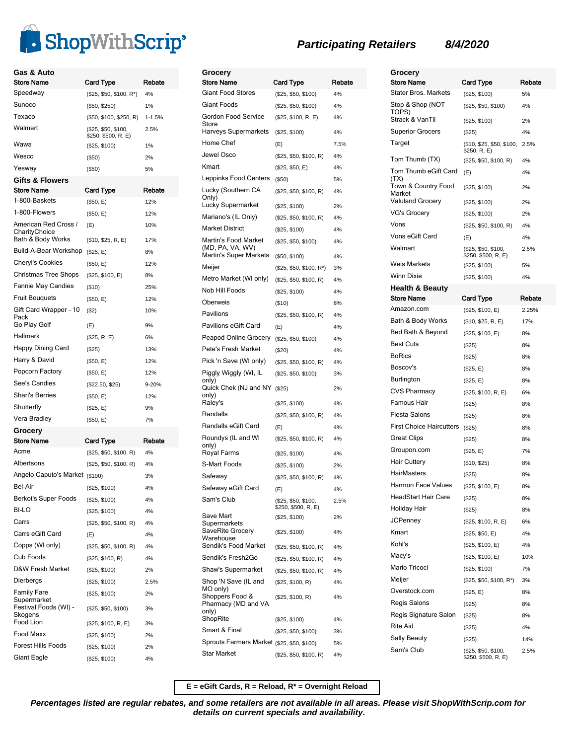# ShopWithScrip®

## Participating Retailers 8/4/2020

### Gas & Auto

| Store Name | Card Type | Rebate |
|---|---|---|
| Speedway | ($25, $50, $100, R*) | 4% |
| Sunoco | ($50, $250) | 1% |
| Texaco | ($50, $100, $250, R) | 1-1.5% |
| Walmart | ($25, $50, $100, $250, $500, R, E) | 2.5% |
| Wawa | ($25, $100) | 1% |
| Wesco | ($50) | 2% |
| Yesway | ($50) | 5% |

### Gifts & Flowers

| Store Name | Card Type | Rebate |
|---|---|---|
| 1-800-Baskets | ($50, E) | 12% |
| 1-800-Flowers | ($50, E) | 12% |
| American Red Cross / CharityChoice | (E) | 10% |
| Bath & Body Works | ($10, $25, R, E) | 17% |
| Build-A-Bear Workshop | ($25, E) | 8% |
| Cheryl's Cookies | ($50, E) | 12% |
| Christmas Tree Shops | ($25, $100, E) | 8% |
| Fannie May Candies | ($10) | 25% |
| Fruit Bouquets | ($50, E) | 12% |
| Gift Card Wrapper - 10 Pack | ($2) | 10% |
| Go Play Golf | (E) | 9% |
| Hallmark | ($25, R, E) | 6% |
| Happy Dining Card | ($25) | 13% |
| Harry & David | ($50, E) | 12% |
| Popcorn Factory | ($50, E) | 12% |
| See's Candies | ($22.50, $25) | 9-20% |
| Shari's Berries | ($50, E) | 12% |
| Shutterfly | ($25, E) | 9% |
| Vera Bradley | ($50, E) | 7% |

### Grocery

| Store Name | Card Type | Rebate |
|---|---|---|
| Acme | ($25, $50, $100, R) | 4% |
| Albertsons | ($25, $50, $100, R) | 4% |
| Angelo Caputo's Market | ($100) | 3% |
| Bel-Air | ($25, $100) | 4% |
| Berkot's Super Foods | ($25, $100) | 4% |
| BI-LO | ($25, $100) | 4% |
| Carrs | ($25, $50, $100, R) | 4% |
| Carrs eGift Card | (E) | 4% |
| Copps (WI only) | ($25, $50, $100, R) | 4% |
| Cub Foods | ($25, $100, R) | 4% |
| D&W Fresh Market | ($25, $100) | 2% |
| Dierbergs | ($25, $100) | 2.5% |
| Family Fare Supermarket | ($25, $100) | 2% |
| Festival Foods (WI) - Skogens | ($25, $50, $100) | 3% |
| Food Lion | ($25, $100, R, E) | 3% |
| Food Maxx | ($25, $100) | 2% |
| Forest Hills Foods | ($25, $100) | 2% |
| Giant Eagle | ($25, $100) | 4% |
| Giant Food Stores | ($25, $50, $100) | 4% |
| Giant Foods | ($25, $50, $100) | 4% |
| Gordon Food Service Store | ($25, $100, R, E) | 4% |
| Harveys Supermarkets | ($25, $100) | 4% |
| Home Chef | (E) | 7.5% |
| Jewel Osco | ($25, $50, $100, R) | 4% |
| Kmart | ($25, $50, E) | 4% |
| Leppinks Food Centers | ($50) | 5% |
| Lucky (Southern CA Only) | ($25, $50, $100, R) | 4% |
| Lucky Supermarket | ($25, $100) | 2% |
| Mariano's (IL Only) | ($25, $50, $100, R) | 4% |
| Market District | ($25, $100) | 4% |
| Martin's Food Market (MD, PA, VA, WV) | ($25, $50, $100) | 4% |
| Martin's Super Markets | ($50, $100) | 4% |
| Meijer | ($25, $50, $100, R*) | 3% |
| Metro Market (WI only) | ($25, $50, $100, R) | 4% |
| Nob Hill Foods | ($25, $100) | 4% |
| Oberweis | ($10) | 8% |
| Pavilions | ($25, $50, $100, R) | 4% |
| Pavilions eGift Card | (E) | 4% |
| Peapod Online Grocery | ($25, $50, $100) | 4% |
| Pete's Fresh Market | ($20) | 4% |
| Pick 'n Save (WI only) | ($25, $50, $100, R) | 4% |
| Piggly Wiggly (WI, IL only) | ($25, $50, $100) | 3% |
| Quick Chek (NJ and NY only) | ($25) | 2% |
| Raley's | ($25, $100) | 4% |
| Randalls | ($25, $50, $100, R) | 4% |
| Randalls eGift Card | (E) | 4% |
| Roundys (IL and WI only) | ($25, $50, $100, R) | 4% |
| Royal Farms | ($25, $100) | 4% |
| S-Mart Foods | ($25, $100) | 2% |
| Safeway | ($25, $50, $100, R) | 4% |
| Safeway eGift Card | (E) | 4% |
| Sam's Club | ($25, $50, $100, $250, $500, R, E) | 2.5% |
| Save Mart Supermarkets | ($25, $100) | 2% |
| SaveRite Grocery Warehouse | ($25, $100) | 4% |
| Sendik's Food Market | ($25, $50, $100, R) | 4% |
| Sendik's Fresh2Go | ($25, $50, $100, R) | 4% |
| Shaw's Supermarket | ($25, $50, $100, R) | 4% |
| Shop 'N Save (IL and MO only) | ($25, $100, R) | 4% |
| Shoppers Food & Pharmacy (MD and VA only) | ($25, $100, R) | 4% |
| ShopRite | ($25, $100) | 4% |
| Smart & Final | ($25, $50, $100) | 3% |
| Sprouts Farmers Market | ($25, $50, $100) | 5% |
| Star Market | ($25, $50, $100, R) | 4% |
| Stater Bros. Markets | ($25, $100) | 5% |
| Stop & Shop (NOT TOPS) | ($25, $50, $100) | 4% |
| Strack & VanTil | ($25, $100) | 2% |
| Superior Grocers | ($25) | 4% |
| Target | ($10, $25, $50, $100, $250, R, E) | 2.5% |
| Tom Thumb (TX) | ($25, $50, $100, R) | 4% |
| Tom Thumb eGift Card (TX) | (E) | 4% |
| Town & Country Food Market | ($25, $100) | 2% |
| Valuland Grocery | ($25, $100) | 2% |
| VG's Grocery | ($25, $100) | 2% |
| Vons | ($25, $50, $100, R) | 4% |
| Vons eGift Card | (E) | 4% |
| Walmart | ($25, $50, $100, $250, $500, R, E) | 2.5% |
| Weis Markets | ($25, $100) | 5% |
| Winn Dixie | ($25, $100) | 4% |

### Health & Beauty

| Store Name | Card Type | Rebate |
|---|---|---|
| Amazon.com | ($25, $100, E) | 2.25% |
| Bath & Body Works | ($10, $25, R, E) | 17% |
| Bed Bath & Beyond | ($25, $100, E) | 8% |
| Best Cuts | ($25) | 8% |
| BoRics | ($25) | 8% |
| Boscov's | ($25, E) | 8% |
| Burlington | ($25, E) | 8% |
| CVS Pharmacy | ($25, $100, R, E) | 6% |
| Famous Hair | ($25) | 8% |
| Fiesta Salons | ($25) | 8% |
| First Choice Haircutters | ($25) | 8% |
| Great Clips | ($25) | 8% |
| Groupon.com | ($25, E) | 7% |
| Hair Cuttery | ($10, $25) | 8% |
| HairMasters | ($25) | 8% |
| Harmon Face Values | ($25, $100, E) | 8% |
| HeadStart Hair Care | ($25) | 8% |
| Holiday Hair | ($25) | 8% |
| JCPenney | ($25, $100, R, E) | 6% |
| Kmart | ($25, $50, E) | 4% |
| Kohl's | ($25, $100, E) | 4% |
| Macy's | ($25, $100, E) | 10% |
| Mario Tricoci | ($25, $100) | 7% |
| Meijer | ($25, $50, $100, R*) | 3% |
| Overstock.com | ($25, E) | 8% |
| Regis Salons | ($25) | 8% |
| Regis Signature Salon | ($25) | 8% |
| Rite Aid | ($25) | 4% |
| Sally Beauty | ($25) | 14% |
| Sam's Club | ($25, $50, $100, $250, $500, R, E) | 2.5% |

**E = eGift Cards, R = Reload, R* = Overnight Reload**

***Percentages listed are regular rebates, and some retailers are not available in all areas. Please visit ShopWithScrip.com for details on current specials and availability.***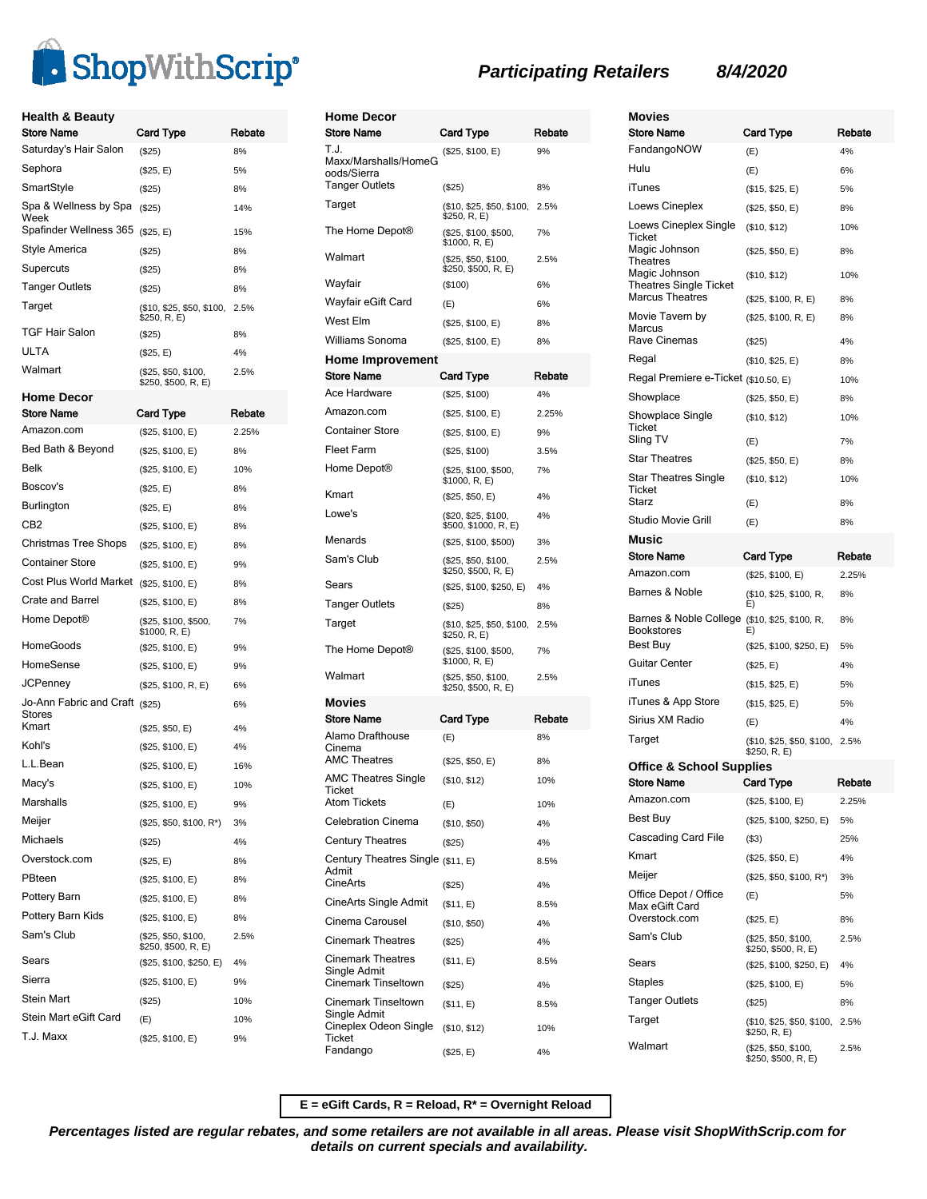# ShopWithScrip

## Participating Retailers 8/4/2020

### Health & Beauty

| Store Name | Card Type | Rebate |
|---|---|---|
| Saturday's Hair Salon | ($25) | 8% |
| Sephora | ($25, E) | 5% |
| SmartStyle | ($25) | 8% |
| Spa & Wellness by Spa Week | ($25) | 14% |
| Spafinder Wellness 365 | ($25, E) | 15% |
| Style America | ($25) | 8% |
| Supercuts | ($25) | 8% |
| Tanger Outlets | ($25) | 8% |
| Target | ($10, $25, $50, $100, $250, R, E) | 2.5% |
| TGF Hair Salon | ($25) | 8% |
| ULTA | ($25, E) | 4% |
| Walmart | ($25, $50, $100, $250, $500, R, E) | 2.5% |

### Home Decor

| Store Name | Card Type | Rebate |
|---|---|---|
| Amazon.com | ($25, $100, E) | 2.25% |
| Bed Bath & Beyond | ($25, $100, E) | 8% |
| Belk | ($25, $100, E) | 10% |
| Boscov's | ($25, E) | 8% |
| Burlington | ($25, E) | 8% |
| CB2 | ($25, $100, E) | 8% |
| Christmas Tree Shops | ($25, $100, E) | 8% |
| Container Store | ($25, $100, E) | 9% |
| Cost Plus World Market | ($25, $100, E) | 8% |
| Crate and Barrel | ($25, $100, E) | 8% |
| Home Depot® | ($25, $100, $500, $1000, R, E) | 7% |
| HomeGoods | ($25, $100, E) | 9% |
| HomeSense | ($25, $100, E) | 9% |
| JCPenney | ($25, $100, R, E) | 6% |
| Jo-Ann Fabric and Craft Stores | ($25) | 6% |
| Kmart | ($25, $50, E) | 4% |
| Kohl's | ($25, $100, E) | 4% |
| L.L.Bean | ($25, $100, E) | 16% |
| Macy's | ($25, $100, E) | 10% |
| Marshalls | ($25, $100, E) | 9% |
| Meijer | ($25, $50, $100, R*) | 3% |
| Michaels | ($25) | 4% |
| Overstock.com | ($25, E) | 8% |
| PBteen | ($25, $100, E) | 8% |
| Pottery Barn | ($25, $100, E) | 8% |
| Pottery Barn Kids | ($25, $100, E) | 8% |
| Sam's Club | ($25, $50, $100, $250, $500, R, E) | 2.5% |
| Sears | ($25, $100, $250, E) | 4% |
| Sierra | ($25, $100, E) | 9% |
| Stein Mart | ($25) | 10% |
| Stein Mart eGift Card | (E) | 10% |
| T.J. Maxx | ($25, $100, E) | 9% |
| T.J. Maxx/Marshalls/HomeGoods/Sierra | ($25, $100, E) | 9% |
| Tanger Outlets | ($25) | 8% |
| Target | ($10, $25, $50, $100, $250, R, E) | 2.5% |
| The Home Depot® | ($25, $100, $500, $1000, R, E) | 7% |
| Walmart | ($25, $50, $100, $250, $500, R, E) | 2.5% |
| Wayfair | ($100) | 6% |
| Wayfair eGift Card | (E) | 6% |
| West Elm | ($25, $100, E) | 8% |
| Williams Sonoma | ($25, $100, E) | 8% |

### Home Improvement

| Store Name | Card Type | Rebate |
|---|---|---|
| Ace Hardware | ($25, $100) | 4% |
| Amazon.com | ($25, $100, E) | 2.25% |
| Container Store | ($25, $100, E) | 9% |
| Fleet Farm | ($25, $100) | 3.5% |
| Home Depot® | ($25, $100, $500, $1000, R, E) | 7% |
| Kmart | ($25, $50, E) | 4% |
| Lowe's | ($20, $25, $100, $500, $1000, R, E) | 4% |
| Menards | ($25, $100, $500) | 3% |
| Sam's Club | ($25, $50, $100, $250, $500, R, E) | 2.5% |
| Sears | ($25, $100, $250, E) | 4% |
| Tanger Outlets | ($25) | 8% |
| Target | ($10, $25, $50, $100, $250, R, E) | 2.5% |
| The Home Depot® | ($25, $100, $500, $1000, R, E) | 7% |
| Walmart | ($25, $50, $100, $250, $500, R, E) | 2.5% |

### Movies

| Store Name | Card Type | Rebate |
|---|---|---|
| Alamo Drafthouse Cinema | (E) | 8% |
| AMC Theatres | ($25, $50, E) | 8% |
| AMC Theatres Single Ticket | ($10, $12) | 10% |
| Atom Tickets | (E) | 10% |
| Celebration Cinema | ($10, $50) | 4% |
| Century Theatres | ($25) | 4% |
| Century Theatres Single Admit | ($11, E) | 8.5% |
| CineArts | ($25) | 4% |
| CineArts Single Admit | ($11, E) | 8.5% |
| Cinema Carousel | ($10, $50) | 4% |
| Cinemark Theatres | ($25) | 4% |
| Cinemark Theatres Single Admit | ($11, E) | 8.5% |
| Cinemark Tinseltown | ($25) | 4% |
| Cinemark Tinseltown Single Admit | ($11, E) | 8.5% |
| Cineplex Odeon Single Ticket | ($10, $12) | 10% |
| Fandango | ($25, E) | 4% |
| FandangoNOW | (E) | 4% |
| Hulu | (E) | 6% |
| iTunes | ($15, $25, E) | 5% |
| Loews Cineplex | ($25, $50, E) | 8% |
| Loews Cineplex Single Ticket | ($10, $12) | 10% |
| Magic Johnson Theatres | ($25, $50, E) | 8% |
| Magic Johnson Theatres Single Ticket | ($10, $12) | 10% |
| Marcus Theatres | ($25, $100, R, E) | 8% |
| Movie Tavern by Marcus | ($25, $100, R, E) | 8% |
| Rave Cinemas | ($25) | 4% |
| Regal | ($10, $25, E) | 8% |
| Regal Premiere e-Ticket | ($10.50, E) | 10% |
| Showplace | ($25, $50, E) | 8% |
| Showplace Single Ticket | ($10, $12) | 10% |
| Sling TV | (E) | 7% |
| Star Theatres | ($25, $50, E) | 8% |
| Star Theatres Single Ticket | ($10, $12) | 10% |
| Starz | (E) | 8% |
| Studio Movie Grill | (E) | 8% |

### Music

| Store Name | Card Type | Rebate |
|---|---|---|
| Amazon.com | ($25, $100, E) | 2.25% |
| Barnes & Noble | ($10, $25, $100, R, E) | 8% |
| Barnes & Noble College Bookstores | ($10, $25, $100, R, E) | 8% |
| Best Buy | ($25, $100, $250, E) | 5% |
| Guitar Center | ($25, E) | 4% |
| iTunes | ($15, $25, E) | 5% |
| iTunes & App Store | ($15, $25, E) | 5% |
| Sirius XM Radio | (E) | 4% |
| Target | ($10, $25, $50, $100, $250, R, E) | 2.5% |

### Office & School Supplies

| Store Name | Card Type | Rebate |
|---|---|---|
| Amazon.com | ($25, $100, E) | 2.25% |
| Best Buy | ($25, $100, $250, E) | 5% |
| Cascading Card File | ($3) | 25% |
| Kmart | ($25, $50, E) | 4% |
| Meijer | ($25, $50, $100, R*) | 3% |
| Office Depot / Office Max eGift Card | (E) | 5% |
| Overstock.com | ($25, E) | 8% |
| Sam's Club | ($25, $50, $100, $250, $500, R, E) | 2.5% |
| Sears | ($25, $100, $250, E) | 4% |
| Staples | ($25, $100, E) | 5% |
| Tanger Outlets | ($25) | 8% |
| Target | ($10, $25, $50, $100, $250, R, E) | 2.5% |
| Walmart | ($25, $50, $100, $250, $500, R, E) | 2.5% |

**E = eGift Cards, R = Reload, R* = Overnight Reload**

***Percentages listed are regular rebates, and some retailers are not available in all areas. Please visit ShopWithScrip.com for details on current specials and availability.***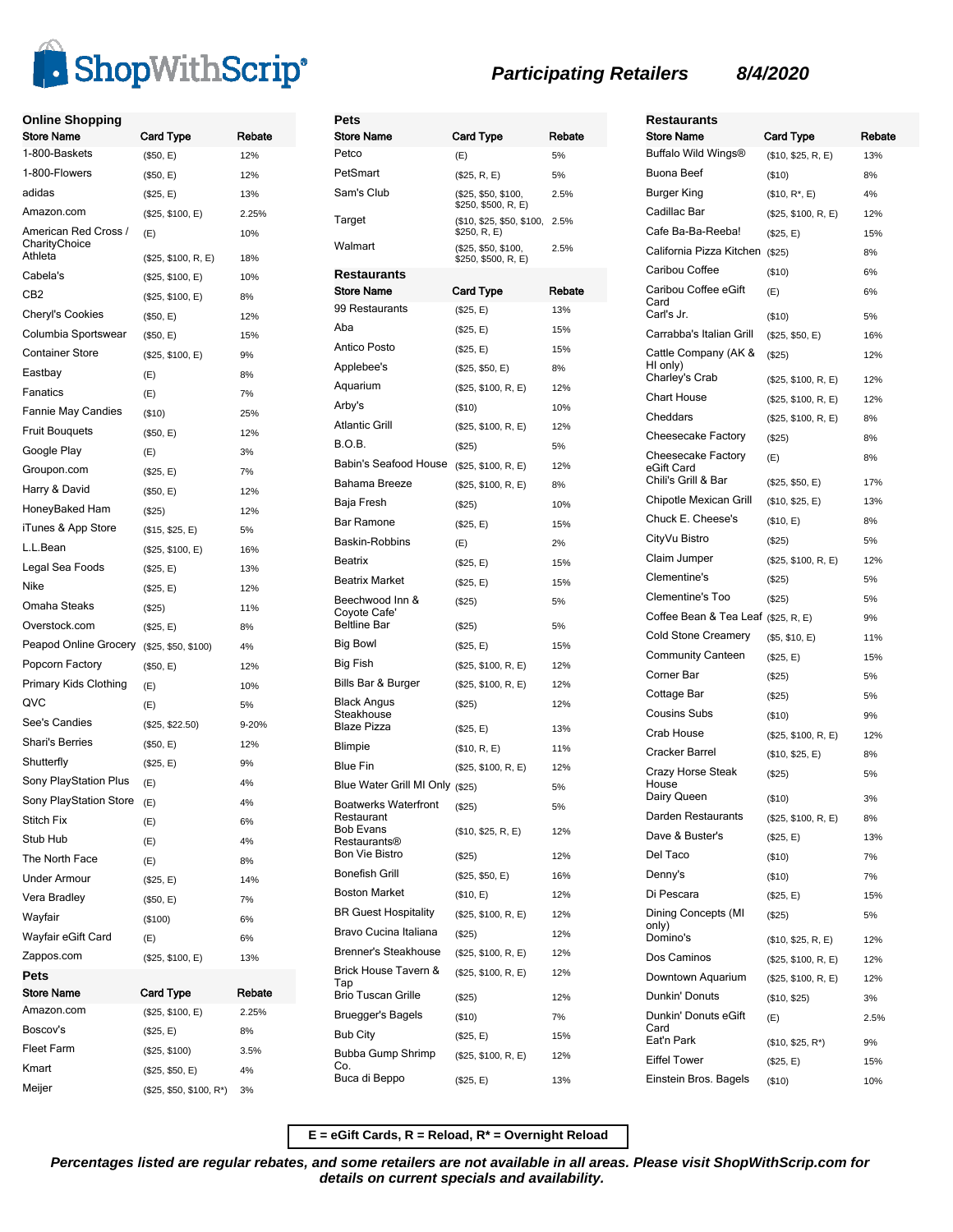# ShopWithScrip®

## *Participating Retailers* *8/4/2020*

### Online Shopping

| Store Name | Card Type | Rebate |
|---|---|---|
| 1-800-Baskets | ($50, E) | 12% |
| 1-800-Flowers | ($50, E) | 12% |
| adidas | ($25, E) | 13% |
| Amazon.com | ($25, $100, E) | 2.25% |
| American Red Cross / CharityChoice | (E) | 10% |
| Athleta | ($25, $100, R, E) | 18% |
| Cabela's | ($25, $100, E) | 10% |
| CB2 | ($25, $100, E) | 8% |
| Cheryl's Cookies | ($50, E) | 12% |
| Columbia Sportswear | ($50, E) | 15% |
| Container Store | ($25, $100, E) | 9% |
| Eastbay | (E) | 8% |
| Fanatics | (E) | 7% |
| Fannie May Candies | ($10) | 25% |
| Fruit Bouquets | ($50, E) | 12% |
| Google Play | (E) | 3% |
| Groupon.com | ($25, E) | 7% |
| Harry & David | ($50, E) | 12% |
| HoneyBaked Ham | ($25) | 12% |
| iTunes & App Store | ($15, $25, E) | 5% |
| L.L.Bean | ($25, $100, E) | 16% |
| Legal Sea Foods | ($25, E) | 13% |
| Nike | ($25, E) | 12% |
| Omaha Steaks | ($25) | 11% |
| Overstock.com | ($25, E) | 8% |
| Peapod Online Grocery | ($25, $50, $100) | 4% |
| Popcorn Factory | ($50, E) | 12% |
| Primary Kids Clothing | (E) | 10% |
| QVC | (E) | 5% |
| See's Candies | ($25, $22.50) | 9-20% |
| Shari's Berries | ($50, E) | 12% |
| Shutterfly | ($25, E) | 9% |
| Sony PlayStation Plus | (E) | 4% |
| Sony PlayStation Store | (E) | 4% |
| Stitch Fix | (E) | 6% |
| Stub Hub | (E) | 4% |
| The North Face | (E) | 8% |
| Under Armour | ($25, E) | 14% |
| Vera Bradley | ($50, E) | 7% |
| Wayfair | ($100) | 6% |
| Wayfair eGift Card | (E) | 6% |
| Zappos.com | ($25, $100, E) | 13% |

### Pets

| Store Name | Card Type | Rebate |
|---|---|---|
| Amazon.com | ($25, $100, E) | 2.25% |
| Boscov's | ($25, E) | 8% |
| Fleet Farm | ($25, $100) | 3.5% |
| Kmart | ($25, $50, E) | 4% |
| Meijer | ($25, $50, $100, R*) | 3% |
| Petco | (E) | 5% |
| PetSmart | ($25, R, E) | 5% |
| Sam's Club | ($25, $50, $100, $250, $500, R, E) | 2.5% |
| Target | ($10, $25, $50, $100, $250, R, E) | 2.5% |
| Walmart | ($25, $50, $100, $250, $500, R, E) | 2.5% |

### Restaurants

| Store Name | Card Type | Rebate |
|---|---|---|
| 99 Restaurants | ($25, E) | 13% |
| Aba | ($25, E) | 15% |
| Antico Posto | ($25, E) | 15% |
| Applebee's | ($25, $50, E) | 8% |
| Aquarium | ($25, $100, R, E) | 12% |
| Arby's | ($10) | 10% |
| Atlantic Grill | ($25, $100, R, E) | 12% |
| B.O.B. | ($25) | 5% |
| Babin's Seafood House | ($25, $100, R, E) | 12% |
| Bahama Breeze | ($25, $100, R, E) | 8% |
| Baja Fresh | ($25) | 10% |
| Bar Ramone | ($25, E) | 15% |
| Baskin-Robbins | (E) | 2% |
| Beatrix | ($25, E) | 15% |
| Beatrix Market | ($25, E) | 15% |
| Beechwood Inn & Coyote Cafe' | ($25) | 5% |
| Beltline Bar | ($25) | 5% |
| Big Bowl | ($25, E) | 15% |
| Big Fish | ($25, $100, R, E) | 12% |
| Bills Bar & Burger | ($25, $100, R, E) | 12% |
| Black Angus Steakhouse | ($25) | 12% |
| Blaze Pizza | ($25, E) | 13% |
| Blimpie | ($10, R, E) | 11% |
| Blue Fin | ($25, $100, R, E) | 12% |
| Blue Water Grill MI Only | ($25) | 5% |
| Boatwerks Waterfront Restaurant | ($25) | 5% |
| Bob Evans Restaurants® | ($10, $25, R, E) | 12% |
| Bon Vie Bistro | ($25) | 12% |
| Bonefish Grill | ($25, $50, E) | 16% |
| Boston Market | ($10, E) | 12% |
| BR Guest Hospitality | ($25, $100, R, E) | 12% |
| Bravo Cucina Italiana | ($25) | 12% |
| Brenner's Steakhouse | ($25, $100, R, E) | 12% |
| Brick House Tavern & Tap | ($25, $100, R, E) | 12% |
| Brio Tuscan Grille | ($25) | 12% |
| Bruegger's Bagels | ($10) | 7% |
| Bub City | ($25, E) | 15% |
| Bubba Gump Shrimp Co. | ($25, $100, R, E) | 12% |
| Buca di Beppo | ($25, E) | 13% |
| Buffalo Wild Wings® | ($10, $25, R, E) | 13% |
| Buona Beef | ($10) | 8% |
| Burger King | ($10, R*, E) | 4% |
| Cadillac Bar | ($25, $100, R, E) | 12% |
| Cafe Ba-Ba-Reeba! | ($25, E) | 15% |
| California Pizza Kitchen | ($25) | 8% |
| Caribou Coffee | ($10) | 6% |
| Caribou Coffee eGift Card | (E) | 6% |
| Carl's Jr. | ($10) | 5% |
| Carrabba's Italian Grill | ($25, $50, E) | 16% |
| Cattle Company (AK & HI only) | ($25) | 12% |
| Charley's Crab | ($25, $100, R, E) | 12% |
| Chart House | ($25, $100, R, E) | 12% |
| Cheddars | ($25, $100, R, E) | 8% |
| Cheesecake Factory | ($25) | 8% |
| Cheesecake Factory eGift Card | (E) | 8% |
| Chili's Grill & Bar | ($25, $50, E) | 17% |
| Chipotle Mexican Grill | ($10, $25, E) | 13% |
| Chuck E. Cheese's | ($10, E) | 8% |
| CityVu Bistro | ($25) | 5% |
| Claim Jumper | ($25, $100, R, E) | 12% |
| Clementine's | ($25) | 5% |
| Clementine's Too | ($25) | 5% |
| Coffee Bean & Tea Leaf | ($25, R, E) | 9% |
| Cold Stone Creamery | ($5, $10, E) | 11% |
| Community Canteen | ($25, E) | 15% |
| Corner Bar | ($25) | 5% |
| Cottage Bar | ($25) | 5% |
| Cousins Subs | ($10) | 9% |
| Crab House | ($25, $100, R, E) | 12% |
| Cracker Barrel | ($10, $25, E) | 8% |
| Crazy Horse Steak House | ($25) | 5% |
| Dairy Queen | ($10) | 3% |
| Darden Restaurants | ($25, $100, R, E) | 8% |
| Dave & Buster's | ($25, E) | 13% |
| Del Taco | ($10) | 7% |
| Denny's | ($10) | 7% |
| Di Pescara | ($25, E) | 15% |
| Dining Concepts (MI only) | ($25) | 5% |
| Domino's | ($10, $25, R, E) | 12% |
| Dos Caminos | ($25, $100, R, E) | 12% |
| Downtown Aquarium | ($25, $100, R, E) | 12% |
| Dunkin' Donuts | ($10, $25) | 3% |
| Dunkin' Donuts eGift Card | (E) | 2.5% |
| Eat'n Park | ($10, $25, R*) | 9% |
| Eiffel Tower | ($25, E) | 15% |
| Einstein Bros. Bagels | ($10) | 10% |

**E = eGift Cards, R = Reload, R* = Overnight Reload**

***Percentages listed are regular rebates, and some retailers are not available in all areas. Please visit ShopWithScrip.com for details on current specials and availability.***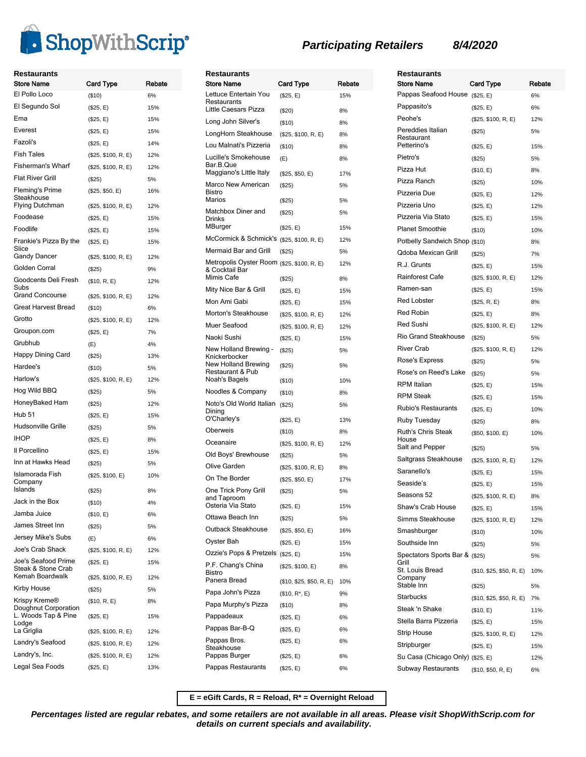# ShopWithScrip

## Participating Retailers 8/4/2020

### Restaurants

| Store Name | Card Type | Rebate |
|---|---|---|
| El Pollo Loco | ($10) | 6% |
| El Segundo Sol | ($25, E) | 15% |
| Ema | ($25, E) | 15% |
| Everest | ($25, E) | 15% |
| Fazoli's | ($25, E) | 14% |
| Fish Tales | ($25, $100, R, E) | 12% |
| Fisherman's Wharf | ($25, $100, R, E) | 12% |
| Flat River Grill | ($25) | 5% |
| Fleming's Prime Steakhouse | ($25, $50, E) | 16% |
| Flying Dutchman | ($25, $100, R, E) | 12% |
| Foodease | ($25, E) | 15% |
| Foodlife | ($25, E) | 15% |
| Frankie's Pizza By the Slice | ($25, E) | 15% |
| Gandy Dancer | ($25, $100, R, E) | 12% |
| Golden Corral | ($25) | 9% |
| Goodcents Deli Fresh Subs | ($10, R, E) | 12% |
| Grand Concourse | ($25, $100, R, E) | 12% |
| Great Harvest Bread | ($10) | 6% |
| Grotto | ($25, $100, R, E) | 12% |
| Groupon.com | ($25, E) | 7% |
| Grubhub | (E) | 4% |
| Happy Dining Card | ($25) | 13% |
| Hardee's | ($10) | 5% |
| Harlow's | ($25, $100, R, E) | 12% |
| Hog Wild BBQ | ($25) | 5% |
| HoneyBaked Ham | ($25) | 12% |
| Hub 51 | ($25, E) | 15% |
| Hudsonville Grille | ($25) | 5% |
| IHOP | ($25, E) | 8% |
| Il Porcellino | ($25, E) | 15% |
| Inn at Hawks Head | ($25) | 5% |
| Islamorada Fish Company | ($25, $100, E) | 10% |
| Islands | ($25) | 8% |
| Jack in the Box | ($10) | 4% |
| Jamba Juice | ($10, E) | 6% |
| James Street Inn | ($25) | 5% |
| Jersey Mike's Subs | (E) | 6% |
| Joe's Crab Shack | ($25, $100, R, E) | 12% |
| Joe's Seafood Prime Steak & Stone Crab | ($25, E) | 15% |
| Kemah Boardwalk | ($25, $100, R, E) | 12% |
| Kirby House | ($25) | 5% |
| Krispy Kreme® Doughnut Corporation | ($10, R, E) | 8% |
| L. Woods Tap & Pine Lodge | ($25, E) | 15% |
| La Griglia | ($25, $100, R, E) | 12% |
| Landry's Seafood | ($25, $100, R, E) | 12% |
| Landry's, Inc. | ($25, $100, R, E) | 12% |
| Legal Sea Foods | ($25, E) | 13% |
| Lettuce Entertain You Restaurants | ($25, E) | 15% |
| Little Caesars Pizza | ($20) | 8% |
| Long John Silver's | ($10) | 8% |
| LongHorn Steakhouse | ($25, $100, R, E) | 8% |
| Lou Malnati's Pizzeria | ($10) | 8% |
| Lucille's Smokehouse Bar.B.Que | (E) | 8% |
| Maggiano's Little Italy | ($25, $50, E) | 17% |
| Marco New American Bistro | ($25) | 5% |
| Marios | ($25) | 5% |
| Matchbox Diner and Drinks | ($25) | 5% |
| MBurger | ($25, E) | 15% |
| McCormick & Schmick's | ($25, $100, R, E) | 12% |
| Mermaid Bar and Grill | ($25) | 5% |
| Metropolis Oyster Room & Cocktail Bar | ($25, $100, R, E) | 12% |
| Mimis Cafe | ($25) | 8% |
| Mity Nice Bar & Grill | ($25, E) | 15% |
| Mon Ami Gabi | ($25, E) | 15% |
| Morton's Steakhouse | ($25, $100, R, E) | 12% |
| Muer Seafood | ($25, $100, R, E) | 12% |
| Naoki Sushi | ($25, E) | 15% |
| New Holland Brewing - Knickerbocker | ($25) | 5% |
| New Holland Brewing Restaurant & Pub | ($25) | 5% |
| Noah's Bagels | ($10) | 10% |
| Noodles & Company | ($10) | 8% |
| Noto's Old World Italian Dining | ($25) | 5% |
| O'Charley's | ($25, E) | 13% |
| Oberweis | ($10) | 8% |
| Oceanaire | ($25, $100, R, E) | 12% |
| Old Boys' Brewhouse | ($25) | 5% |
| Olive Garden | ($25, $100, R, E) | 8% |
| On The Border | ($25, $50, E) | 17% |
| One Trick Pony Grill and Taproom | ($25) | 5% |
| Osteria Via Stato | ($25, E) | 15% |
| Ottawa Beach Inn | ($25) | 5% |
| Outback Steakhouse | ($25, $50, E) | 16% |
| Oyster Bah | ($25, E) | 15% |
| Ozzie's Pops & Pretzels | ($25, E) | 15% |
| P.F. Chang's China Bistro | ($25, $100, E) | 8% |
| Panera Bread | ($10, $25, $50, R, E) | 10% |
| Papa John's Pizza | ($10, R*, E) | 9% |
| Papa Murphy's Pizza | ($10) | 8% |
| Pappadeaux | ($25, E) | 6% |
| Pappas Bar-B-Q | ($25, E) | 6% |
| Pappas Bros. Steakhouse | ($25, E) | 6% |
| Pappas Burger | ($25, E) | 6% |
| Pappas Restaurants | ($25, E) | 6% |
| Pappas Seafood House | ($25, E) | 6% |
| Pappasito's | ($25, E) | 6% |
| Peohe's | ($25, $100, R, E) | 12% |
| Pereddies Italian Restaurant | ($25) | 5% |
| Petterino's | ($25, E) | 15% |
| Pietro's | ($25) | 5% |
| Pizza Hut | ($10, E) | 8% |
| Pizza Ranch | ($25) | 10% |
| Pizzeria Due | ($25, E) | 12% |
| Pizzeria Uno | ($25, E) | 12% |
| Pizzeria Via Stato | ($25, E) | 15% |
| Planet Smoothie | ($10) | 10% |
| Potbelly Sandwich Shop | ($10) | 8% |
| Qdoba Mexican Grill | ($25) | 7% |
| R.J. Grunts | ($25, E) | 15% |
| Rainforest Cafe | ($25, $100, R, E) | 12% |
| Ramen-san | ($25, E) | 15% |
| Red Lobster | ($25, R, E) | 8% |
| Red Robin | ($25, E) | 8% |
| Red Sushi | ($25, $100, R, E) | 12% |
| Rio Grand Steakhouse | ($25) | 5% |
| River Crab | ($25, $100, R, E) | 12% |
| Rose's Express | ($25) | 5% |
| Rose's on Reed's Lake | ($25) | 5% |
| RPM Italian | ($25, E) | 15% |
| RPM Steak | ($25, E) | 15% |
| Rubio's Restaurants | ($25, E) | 10% |
| Ruby Tuesday | ($25) | 8% |
| Ruth's Chris Steak House | ($50, $100, E) | 10% |
| Salt and Pepper | ($25) | 5% |
| Saltgrass Steakhouse | ($25, $100, R, E) | 12% |
| Saranello's | ($25, E) | 15% |
| Seaside's | ($25, E) | 15% |
| Seasons 52 | ($25, $100, R, E) | 8% |
| Shaw's Crab House | ($25, E) | 15% |
| Simms Steakhouse | ($25, $100, R, E) | 12% |
| Smashburger | ($10) | 10% |
| Southside Inn | ($25) | 5% |
| Spectators Sports Bar & Grill | ($25) | 5% |
| St. Louis Bread Company | ($10, $25, $50, R, E) | 10% |
| Stable Inn | ($25) | 5% |
| Starbucks | ($10, $25, $50, R, E) | 7% |
| Steak 'n Shake | ($10, E) | 11% |
| Stella Barra Pizzeria | ($25, E) | 15% |
| Strip House | ($25, $100, R, E) | 12% |
| Stripburger | ($25, E) | 15% |
| Su Casa (Chicago Only) | ($25, E) | 12% |
| Subway Restaurants | ($10, $50, R, E) | 6% |

**E = eGift Cards, R = Reload, R* = Overnight Reload**

***Percentages listed are regular rebates, and some retailers are not available in all areas. Please visit ShopWithScrip.com for details on current specials and availability.***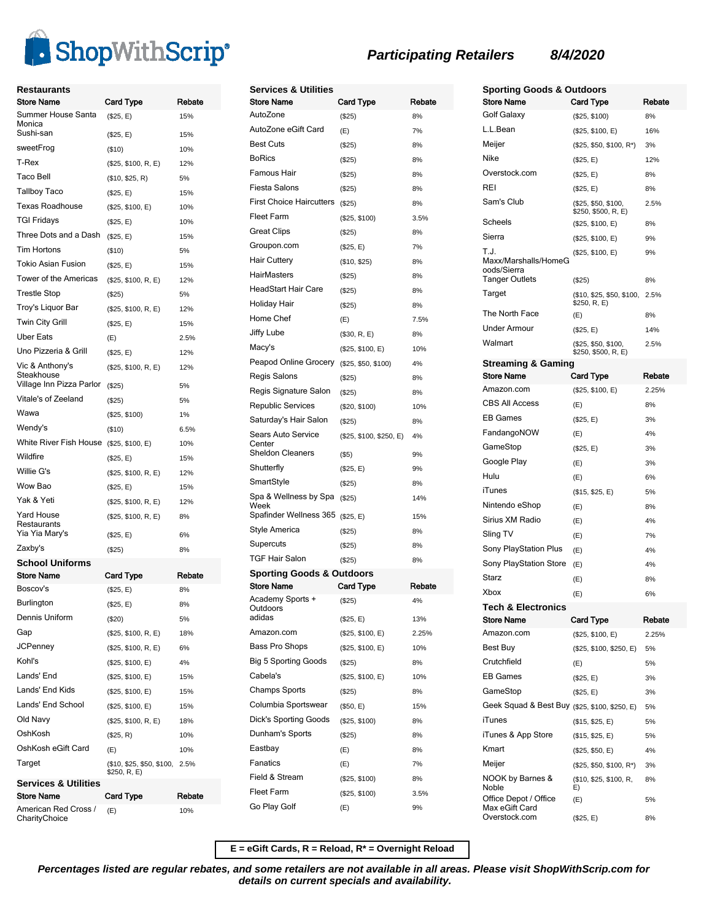# ShopWithScrip® — *Participating Retailers* — *8/4/2020*

## Restaurants

| Store Name | Card Type | Rebate |
|---|---|---|
| Summer House Santa Monica | ($25, E) | 15% |
| Sushi-san | ($25, E) | 15% |
| sweetFrog | ($10) | 10% |
| T-Rex | ($25, $100, R, E) | 12% |
| Taco Bell | ($10, $25, R) | 5% |
| Tallboy Taco | ($25, E) | 15% |
| Texas Roadhouse | ($25, $100, E) | 10% |
| TGI Fridays | ($25, E) | 10% |
| Three Dots and a Dash | ($25, E) | 15% |
| Tim Hortons | ($10) | 5% |
| Tokio Asian Fusion | ($25, E) | 15% |
| Tower of the Americas | ($25, $100, R, E) | 12% |
| Trestle Stop | ($25) | 5% |
| Troy's Liquor Bar | ($25, $100, R, E) | 12% |
| Twin City Grill | ($25, E) | 15% |
| Uber Eats | (E) | 2.5% |
| Uno Pizzeria & Grill | ($25, E) | 12% |
| Vic & Anthony's Steakhouse | ($25, $100, R, E) | 12% |
| Village Inn Pizza Parlor | ($25) | 5% |
| Vitale's of Zeeland | ($25) | 5% |
| Wawa | ($25, $100) | 1% |
| Wendy's | ($10) | 6.5% |
| White River Fish House | ($25, $100, E) | 10% |
| Wildfire | ($25, E) | 15% |
| Willie G's | ($25, $100, R, E) | 12% |
| Wow Bao | ($25, E) | 15% |
| Yak & Yeti | ($25, $100, R, E) | 12% |
| Yard House Restaurants | ($25, $100, R, E) | 8% |
| Yia Yia Mary's | ($25, E) | 6% |
| Zaxby's | ($25) | 8% |

## School Uniforms

| Store Name | Card Type | Rebate |
|---|---|---|
| Boscov's | ($25, E) | 8% |
| Burlington | ($25, E) | 8% |
| Dennis Uniform | ($20) | 5% |
| Gap | ($25, $100, R, E) | 18% |
| JCPenney | ($25, $100, R, E) | 6% |
| Kohl's | ($25, $100, E) | 4% |
| Lands' End | ($25, $100, E) | 15% |
| Lands' End Kids | ($25, $100, E) | 15% |
| Lands' End School | ($25, $100, E) | 15% |
| Old Navy | ($25, $100, R, E) | 18% |
| OshKosh | ($25, R) | 10% |
| OshKosh eGift Card | (E) | 10% |
| Target | ($10, $25, $50, $100, $250, R, E) | 2.5% |

## Services & Utilities

| Store Name | Card Type | Rebate |
|---|---|---|
| American Red Cross / CharityChoice | (E) | 10% |
| AutoZone | ($25) | 8% |
| AutoZone eGift Card | (E) | 7% |
| Best Cuts | ($25) | 8% |
| BoRics | ($25) | 8% |
| Famous Hair | ($25) | 8% |
| Fiesta Salons | ($25) | 8% |
| First Choice Haircutters | ($25) | 8% |
| Fleet Farm | ($25, $100) | 3.5% |
| Great Clips | ($25) | 8% |
| Groupon.com | ($25, E) | 7% |
| Hair Cuttery | ($10, $25) | 8% |
| HairMasters | ($25) | 8% |
| HeadStart Hair Care | ($25) | 8% |
| Holiday Hair | ($25) | 8% |
| Home Chef | (E) | 7.5% |
| Jiffy Lube | ($30, R, E) | 8% |
| Macy's | ($25, $100, E) | 10% |
| Peapod Online Grocery | ($25, $50, $100) | 4% |
| Regis Salons | ($25) | 8% |
| Regis Signature Salon | ($25) | 8% |
| Republic Services | ($20, $100) | 10% |
| Saturday's Hair Salon | ($25) | 8% |
| Sears Auto Service Center | ($25, $100, $250, E) | 4% |
| Sheldon Cleaners | ($5) | 9% |
| Shutterfly | ($25, E) | 9% |
| SmartStyle | ($25) | 8% |
| Spa & Wellness by Spa Week | ($25) | 14% |
| Spafinder Wellness 365 | ($25, E) | 15% |
| Style America | ($25) | 8% |
| Supercuts | ($25) | 8% |
| TGF Hair Salon | ($25) | 8% |

## Sporting Goods & Outdoors

| Store Name | Card Type | Rebate |
|---|---|---|
| Academy Sports + Outdoors | ($25) | 4% |
| adidas | ($25, E) | 13% |
| Amazon.com | ($25, $100, E) | 2.25% |
| Bass Pro Shops | ($25, $100, E) | 10% |
| Big 5 Sporting Goods | ($25) | 8% |
| Cabela's | ($25, $100, E) | 10% |
| Champs Sports | ($25) | 8% |
| Columbia Sportswear | ($50, E) | 15% |
| Dick's Sporting Goods | ($25, $100) | 8% |
| Dunham's Sports | ($25) | 8% |
| Eastbay | (E) | 8% |
| Fanatics | (E) | 7% |
| Field & Stream | ($25, $100) | 8% |
| Fleet Farm | ($25, $100) | 3.5% |
| Go Play Golf | (E) | 9% |
| Golf Galaxy | ($25, $100) | 8% |
| L.L.Bean | ($25, $100, E) | 16% |
| Meijer | ($25, $50, $100, R*) | 3% |
| Nike | ($25, E) | 12% |
| Overstock.com | ($25, E) | 8% |
| REI | ($25, E) | 8% |
| Sam's Club | ($25, $50, $100, $250, $500, R, E) | 2.5% |
| Scheels | ($25, $100, E) | 8% |
| Sierra | ($25, $100, E) | 9% |
| T.J. Maxx/Marshalls/HomeGoods/Sierra | ($25, $100, E) | 9% |
| Tanger Outlets | ($25) | 8% |
| Target | ($10, $25, $50, $100, $250, R, E) | 2.5% |
| The North Face | (E) | 8% |
| Under Armour | ($25, E) | 14% |
| Walmart | ($25, $50, $100, $250, $500, R, E) | 2.5% |

## Streaming & Gaming

| Store Name | Card Type | Rebate |
|---|---|---|
| Amazon.com | ($25, $100, E) | 2.25% |
| CBS All Access | (E) | 8% |
| EB Games | ($25, E) | 3% |
| FandangoNOW | (E) | 4% |
| GameStop | ($25, E) | 3% |
| Google Play | (E) | 3% |
| Hulu | (E) | 6% |
| iTunes | ($15, $25, E) | 5% |
| Nintendo eShop | (E) | 8% |
| Sirius XM Radio | (E) | 4% |
| Sling TV | (E) | 7% |
| Sony PlayStation Plus | (E) | 4% |
| Sony PlayStation Store | (E) | 4% |
| Starz | (E) | 8% |
| Xbox | (E) | 6% |

## Tech & Electronics

| Store Name | Card Type | Rebate |
|---|---|---|
| Amazon.com | ($25, $100, E) | 2.25% |
| Best Buy | ($25, $100, $250, E) | 5% |
| Crutchfield | (E) | 5% |
| EB Games | ($25, E) | 3% |
| GameStop | ($25, E) | 3% |
| Geek Squad & Best Buy | ($25, $100, $250, E) | 5% |
| iTunes | ($15, $25, E) | 5% |
| iTunes & App Store | ($15, $25, E) | 5% |
| Kmart | ($25, $50, E) | 4% |
| Meijer | ($25, $50, $100, R*) | 3% |
| NOOK by Barnes & Noble | ($10, $25, $100, R, E) | 8% |
| Office Depot / Office Max eGift Card | (E) | 5% |
| Overstock.com | ($25, E) | 8% |

**E = eGift Cards, R = Reload, R* = Overnight Reload**

***Percentages listed are regular rebates, and some retailers are not available in all areas. Please visit ShopWithScrip.com for details on current specials and availability.***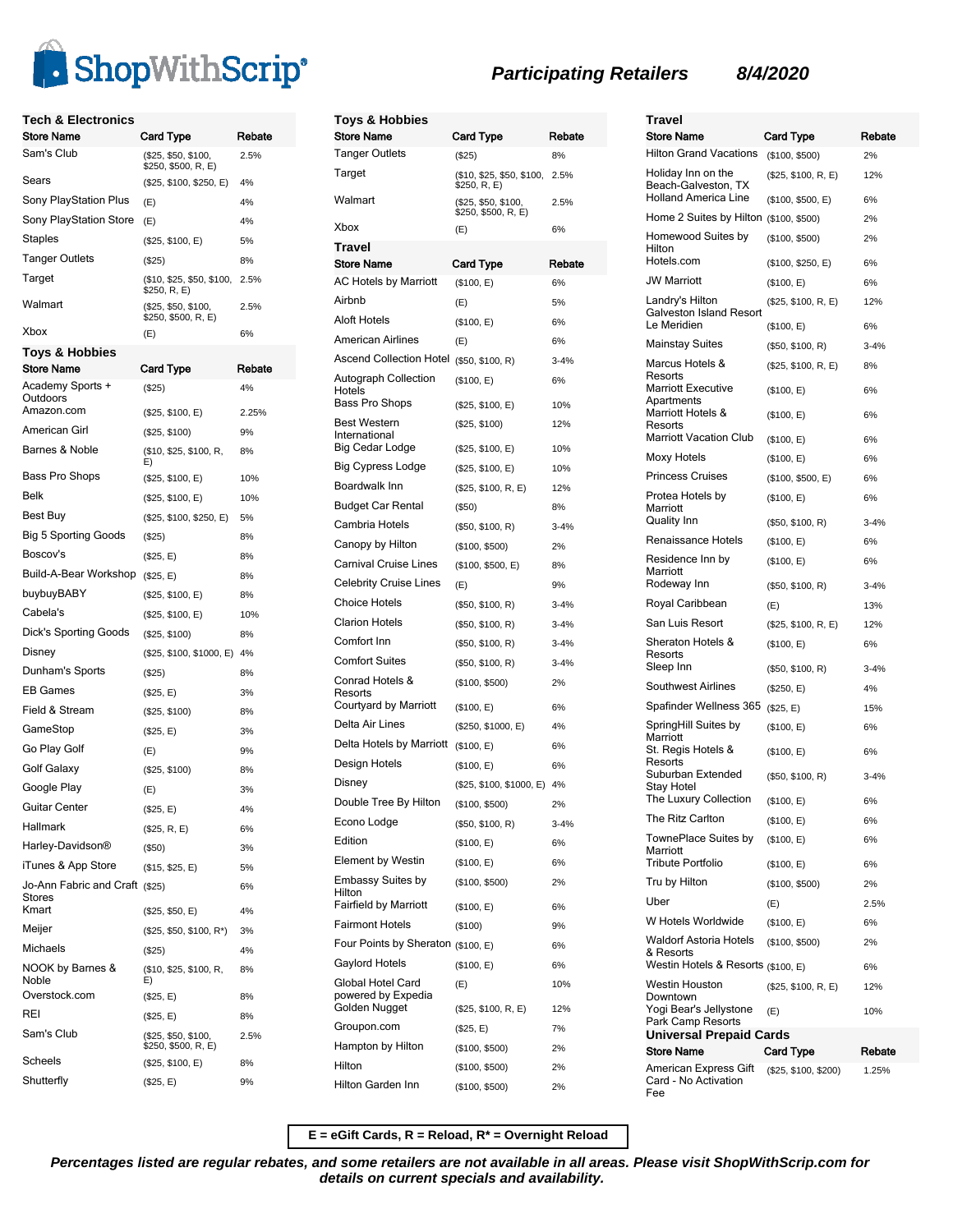**ShopWithScrip®** *Participating Retailers* *8/4/2020*

## Tech & Electronics

| Store Name | Card Type | Rebate |
|---|---|---|
| Sam's Club | ($25, $50, $100, $250, $500, R, E) | 2.5% |
| Sears | ($25, $100, $250, E) | 4% |
| Sony PlayStation Plus | (E) | 4% |
| Sony PlayStation Store | (E) | 4% |
| Staples | ($25, $100, E) | 5% |
| Tanger Outlets | ($25) | 8% |
| Target | ($10, $25, $50, $100, $250, R, E) | 2.5% |
| Walmart | ($25, $50, $100, $250, $500, R, E) | 2.5% |
| Xbox | (E) | 6% |

## Toys & Hobbies

| Store Name | Card Type | Rebate |
|---|---|---|
| Academy Sports + Outdoors | ($25) | 4% |
| Amazon.com | ($25, $100, E) | 2.25% |
| American Girl | ($25, $100) | 9% |
| Barnes & Noble | ($10, $25, $100, R, E) | 8% |
| Bass Pro Shops | ($25, $100, E) | 10% |
| Belk | ($25, $100, E) | 10% |
| Best Buy | ($25, $100, $250, E) | 5% |
| Big 5 Sporting Goods | ($25) | 8% |
| Boscov's | ($25, E) | 8% |
| Build-A-Bear Workshop | ($25, E) | 8% |
| buybuyBABY | ($25, $100, E) | 8% |
| Cabela's | ($25, $100, E) | 10% |
| Dick's Sporting Goods | ($25, $100) | 8% |
| Disney | ($25, $100, $1000, E) | 4% |
| Dunham's Sports | ($25) | 8% |
| EB Games | ($25, E) | 3% |
| Field & Stream | ($25, $100) | 8% |
| GameStop | ($25, E) | 3% |
| Go Play Golf | (E) | 9% |
| Golf Galaxy | ($25, $100) | 8% |
| Google Play | (E) | 3% |
| Guitar Center | ($25, E) | 4% |
| Hallmark | ($25, R, E) | 6% |
| Harley-Davidson® | ($50) | 3% |
| iTunes & App Store | ($15, $25, E) | 5% |
| Jo-Ann Fabric and Craft Stores | ($25) | 6% |
| Kmart | ($25, $50, E) | 4% |
| Meijer | ($25, $50, $100, R*) | 3% |
| Michaels | ($25) | 4% |
| NOOK by Barnes & Noble | ($10, $25, $100, R, E) | 8% |
| Overstock.com | ($25, E) | 8% |
| REI | ($25, E) | 8% |
| Sam's Club | ($25, $50, $100, $250, $500, R, E) | 2.5% |
| Scheels | ($25, $100, E) | 8% |
| Shutterfly | ($25, E) | 9% |
| Tanger Outlets | ($25) | 8% |
| Target | ($10, $25, $50, $100, $250, R, E) | 2.5% |
| Walmart | ($25, $50, $100, $250, $500, R, E) | 2.5% |
| Xbox | (E) | 6% |

## Travel

| Store Name | Card Type | Rebate |
|---|---|---|
| AC Hotels by Marriott | ($100, E) | 6% |
| Airbnb | (E) | 5% |
| Aloft Hotels | ($100, E) | 6% |
| American Airlines | (E) | 6% |
| Ascend Collection Hotel | ($50, $100, R) | 3-4% |
| Autograph Collection Hotels | ($100, E) | 6% |
| Bass Pro Shops | ($25, $100, E) | 10% |
| Best Western International | ($25, $100) | 12% |
| Big Cedar Lodge | ($25, $100, E) | 10% |
| Big Cypress Lodge | ($25, $100, E) | 10% |
| Boardwalk Inn | ($25, $100, R, E) | 12% |
| Budget Car Rental | ($50) | 8% |
| Cambria Hotels | ($50, $100, R) | 3-4% |
| Canopy by Hilton | ($100, $500) | 2% |
| Carnival Cruise Lines | ($100, $500, E) | 8% |
| Celebrity Cruise Lines | (E) | 9% |
| Choice Hotels | ($50, $100, R) | 3-4% |
| Clarion Hotels | ($50, $100, R) | 3-4% |
| Comfort Inn | ($50, $100, R) | 3-4% |
| Comfort Suites | ($50, $100, R) | 3-4% |
| Conrad Hotels & Resorts | ($100, $500) | 2% |
| Courtyard by Marriott | ($100, E) | 6% |
| Delta Air Lines | ($250, $1000, E) | 4% |
| Delta Hotels by Marriott | ($100, E) | 6% |
| Design Hotels | ($100, E) | 6% |
| Disney | ($25, $100, $1000, E) | 4% |
| Double Tree By Hilton | ($100, $500) | 2% |
| Econo Lodge | ($50, $100, R) | 3-4% |
| Edition | ($100, E) | 6% |
| Element by Westin | ($100, E) | 6% |
| Embassy Suites by Hilton | ($100, $500) | 2% |
| Fairfield by Marriott | ($100, E) | 6% |
| Fairmont Hotels | ($100) | 9% |
| Four Points by Sheraton | ($100, E) | 6% |
| Gaylord Hotels | ($100, E) | 6% |
| Global Hotel Card powered by Expedia | (E) | 10% |
| Golden Nugget | ($25, $100, R, E) | 12% |
| Groupon.com | ($25, E) | 7% |
| Hampton by Hilton | ($100, $500) | 2% |
| Hilton | ($100, $500) | 2% |
| Hilton Garden Inn | ($100, $500) | 2% |
| Hilton Grand Vacations | ($100, $500) | 2% |
| Holiday Inn on the Beach-Galveston, TX | ($25, $100, R, E) | 12% |
| Holland America Line | ($100, $500, E) | 6% |
| Home 2 Suites by Hilton | ($100, $500) | 2% |
| Homewood Suites by Hilton | ($100, $500) | 2% |
| Hotels.com | ($100, $250, E) | 6% |
| JW Marriott | ($100, E) | 6% |
| Landry's Hilton Galveston Island Resort | ($25, $100, R, E) | 12% |
| Le Meridien | ($100, E) | 6% |
| Mainstay Suites | ($50, $100, R) | 3-4% |
| Marcus Hotels & Resorts | ($25, $100, R, E) | 8% |
| Marriott Executive Apartments | ($100, E) | 6% |
| Marriott Hotels & Resorts | ($100, E) | 6% |
| Marriott Vacation Club | ($100, E) | 6% |
| Moxy Hotels | ($100, E) | 6% |
| Princess Cruises | ($100, $500, E) | 6% |
| Protea Hotels by Marriott | ($100, E) | 6% |
| Quality Inn | ($50, $100, R) | 3-4% |
| Renaissance Hotels | ($100, E) | 6% |
| Residence Inn by Marriott | ($100, E) | 6% |
| Rodeway Inn | ($50, $100, R) | 3-4% |
| Royal Caribbean | (E) | 13% |
| San Luis Resort | ($25, $100, R, E) | 12% |
| Sheraton Hotels & Resorts | ($100, E) | 6% |
| Sleep Inn | ($50, $100, R) | 3-4% |
| Southwest Airlines | ($250, E) | 4% |
| Spafinder Wellness 365 | ($25, E) | 15% |
| SpringHill Suites by Marriott | ($100, E) | 6% |
| St. Regis Hotels & Resorts | ($100, E) | 6% |
| Suburban Extended Stay Hotel | ($50, $100, R) | 3-4% |
| The Luxury Collection | ($100, E) | 6% |
| The Ritz Carlton | ($100, E) | 6% |
| TownePlace Suites by Marriott | ($100, E) | 6% |
| Tribute Portfolio | ($100, E) | 6% |
| Tru by Hilton | ($100, $500) | 2% |
| Uber | (E) | 2.5% |
| W Hotels Worldwide | ($100, E) | 6% |
| Waldorf Astoria Hotels & Resorts | ($100, $500) | 2% |
| Westin Hotels & Resorts | ($100, E) | 6% |
| Westin Houston Downtown | ($25, $100, R, E) | 12% |
| Yogi Bear's Jellystone Park Camp Resorts | (E) | 10% |

## Universal Prepaid Cards

| Store Name | Card Type | Rebate |
|---|---|---|
| American Express Gift Card - No Activation Fee | ($25, $100, $200) | 1.25% |

**E = eGift Cards, R = Reload, R* = Overnight Reload**

***Percentages listed are regular rebates, and some retailers are not available in all areas. Please visit ShopWithScrip.com for details on current specials and availability.***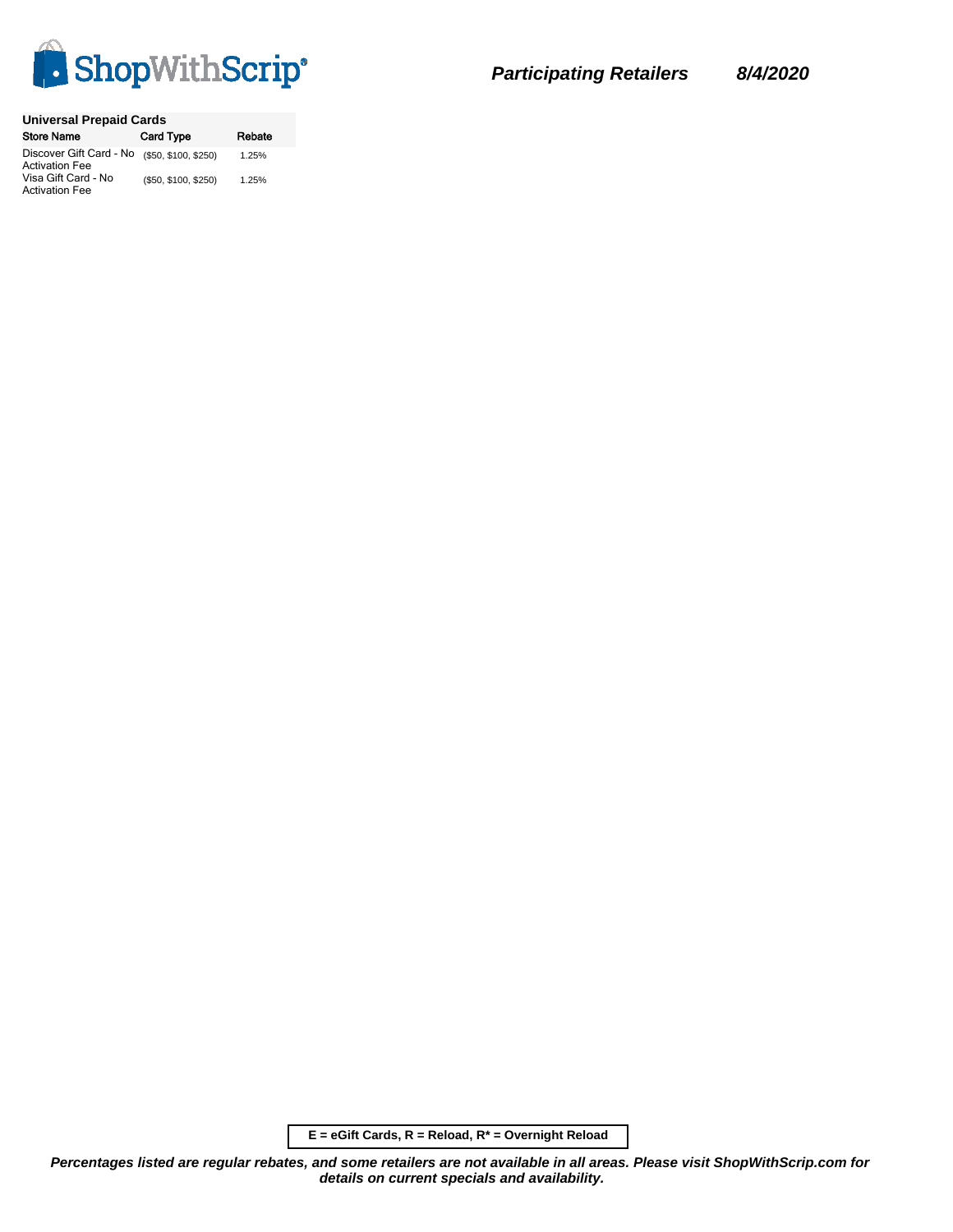ShopWithScrip®

***Participating Retailers 8/4/2020***

**Universal Prepaid Cards**

| Store Name | Card Type | Rebate |
|---|---|---|
| Discover Gift Card - No Activation Fee | ($50, $100, $250) | 1.25% |
| Visa Gift Card - No Activation Fee | ($50, $100, $250) | 1.25% |

**E = eGift Cards, R = Reload, R* = Overnight Reload**

***Percentages listed are regular rebates, and some retailers are not available in all areas. Please visit ShopWithScrip.com for details on current specials and availability.***